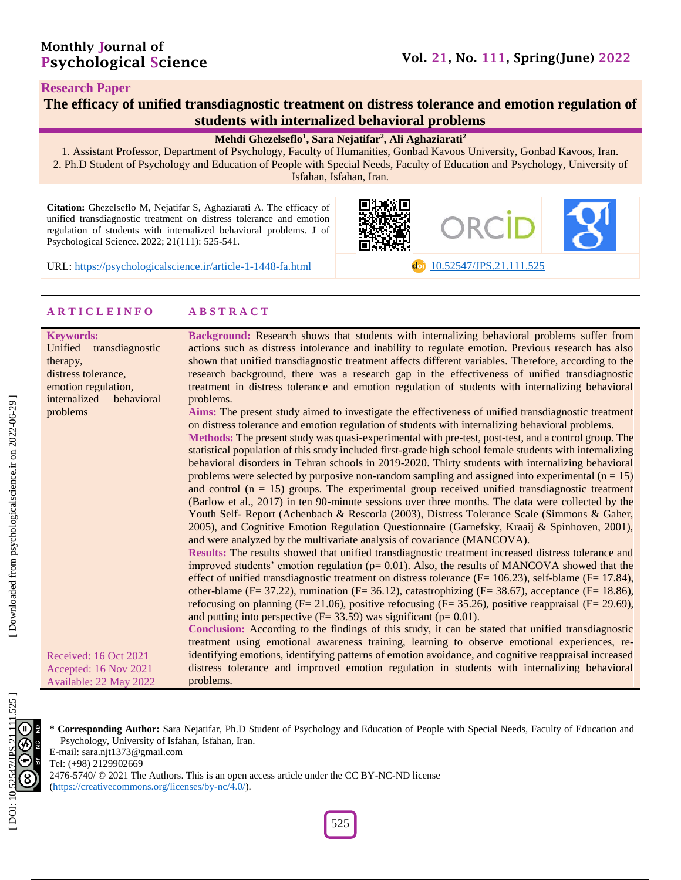Research Paper

# The efficacy of unified transdiagnostic treatment on distress tolerance and emotion regulation of students with internalized behavioral problems

**Mehdi Ghezelseflo[1], Sara Nejatifar[2], Ali Aghaziarati[2]**

1. Assistant Professor, Department of Psychology, Faculty of Humanities, Gonbad Kavoos University, Gonbad Kavoos, Iran.
2. Ph.D Student of Psychology and Education of People with Special Needs, Faculty of Education and Psychology, University of Isfahan, Isfahan, Iran.

**Citation:** Ghezelseflo M, Nejatifar S, Aghaziarati A. The efficacy of unified transdiagnostic treatment on distress tolerance and emotion regulation of students with internalized behavioral problems. J of Psychological Science. 2022; 21(111): 525-541.

URL: https://psychologicalscience.ir/article-1-1448-fa.html

10.52547/JPS.21.111.525

## ARTICLE INFO

**Keywords:**
Unified transdiagnostic therapy,
distress tolerance,
emotion regulation,
internalized behavioral problems

Received: 16 Oct 2021
Accepted: 16 Nov 2021
Available: 22 May 2022

## ABSTRACT

**Background:** Research shows that students with internalizing behavioral problems suffer from actions such as distress intolerance and inability to regulate emotion. Previous research has also shown that unified transdiagnostic treatment affects different variables. Therefore, according to the research background, there was a research gap in the effectiveness of unified transdiagnostic treatment in distress tolerance and emotion regulation of students with internalizing behavioral problems.

**Aims:** The present study aimed to investigate the effectiveness of unified transdiagnostic treatment on distress tolerance and emotion regulation of students with internalizing behavioral problems.

**Methods:** The present study was quasi-experimental with pre-test, post-test, and a control group. The statistical population of this study included first-grade high school female students with internalizing behavioral disorders in Tehran schools in 2019-2020. Thirty students with internalizing behavioral problems were selected by purposive non-random sampling and assigned into experimental ($n = 15$) and control ($n = 15$) groups. The experimental group received unified transdiagnostic treatment (Barlow et al., 2017) in ten 90-minute sessions over three months. The data were collected by the Youth Self- Report (Achenbach & Rescorla (2003), Distress Tolerance Scale (Simmons & Gaher, 2005), and Cognitive Emotion Regulation Questionnaire (Garnefsky, Kraaij & Spinhoven, 2001), and were analyzed by the multivariate analysis of covariance (MANCOVA).

**Results:** The results showed that unified transdiagnostic treatment increased distress tolerance and improved students' emotion regulation ($p= 0.01$). Also, the results of MANCOVA showed that the effect of unified transdiagnostic treatment on distress tolerance ($F= 106.23$), self-blame ($F= 17.84$), other-blame ($F= 37.22$), rumination ($F= 36.12$), catastrophizing ($F= 38.67$), acceptance ($F= 18.86$), refocusing on planning ($F= 21.06$), positive refocusing ($F= 35.26$), positive reappraisal ($F= 29.69$), and putting into perspective ($F= 33.59$) was significant ($p= 0.01$).

**Conclusion:** According to the findings of this study, it can be stated that unified transdiagnostic treatment using emotional awareness training, learning to observe emotional experiences, re-identifying emotions, identifying patterns of emotion avoidance, and cognitive reappraisal increased distress tolerance and improved emotion regulation in students with internalizing behavioral problems.

---

\* **Corresponding Author:** Sara Nejatifar, Ph.D Student of Psychology and Education of People with Special Needs, Faculty of Education and Psychology, University of Isfahan, Isfahan, Iran.
E-mail: sara.njt1373@gmail.com
Tel: (+98) 2129902669
2476-5740/ © 2021 The Authors. This is an open access article under the CC BY-NC-ND license (https://creativecommons.org/licenses/by-nc/4.0/).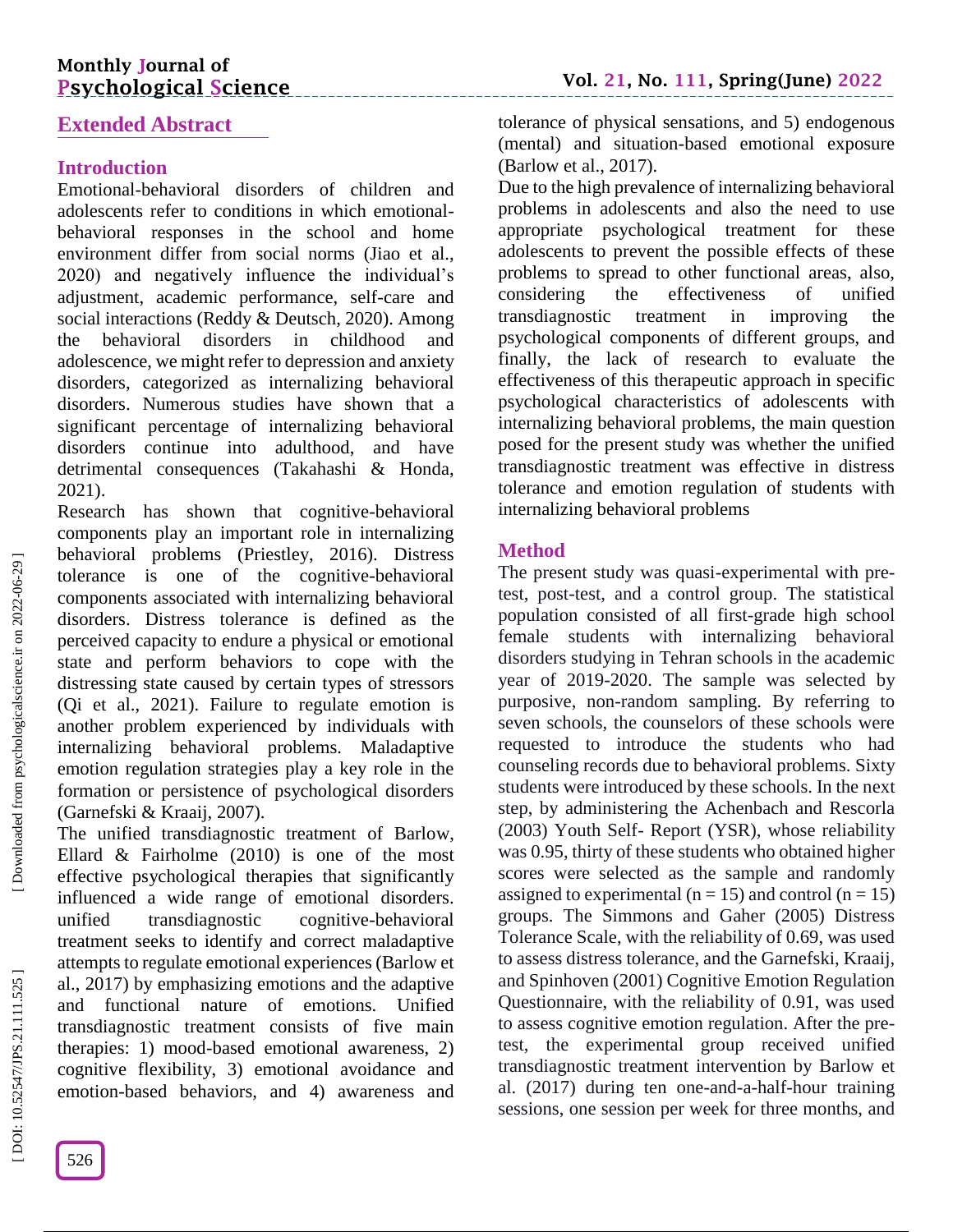## Extended Abstract

### Introduction

Emotional-behavioral disorders of children and adolescents refer to conditions in which emotional-behavioral responses in the school and home environment differ from social norms (Jiao et al., 2020) and negatively influence the individual's adjustment, academic performance, self-care and social interactions (Reddy & Deutsch, 2020). Among the behavioral disorders in childhood and adolescence, we might refer to depression and anxiety disorders, categorized as internalizing behavioral disorders. Numerous studies have shown that a significant percentage of internalizing behavioral disorders continue into adulthood, and have detrimental consequences (Takahashi & Honda, 2021).

Research has shown that cognitive-behavioral components play an important role in internalizing behavioral problems (Priestley, 2016). Distress tolerance is one of the cognitive-behavioral components associated with internalizing behavioral disorders. Distress tolerance is defined as the perceived capacity to endure a physical or emotional state and perform behaviors to cope with the distressing state caused by certain types of stressors (Qi et al., 2021). Failure to regulate emotion is another problem experienced by individuals with internalizing behavioral problems. Maladaptive emotion regulation strategies play a key role in the formation or persistence of psychological disorders (Garnefski & Kraaij, 2007).

The unified transdiagnostic treatment of Barlow, Ellard & Fairholme (2010) is one of the most effective psychological therapies that significantly influenced a wide range of emotional disorders. unified transdiagnostic cognitive-behavioral treatment seeks to identify and correct maladaptive attempts to regulate emotional experiences (Barlow et al., 2017) by emphasizing emotions and the adaptive and functional nature of emotions. Unified transdiagnostic treatment consists of five main therapies: 1) mood-based emotional awareness, 2) cognitive flexibility, 3) emotional avoidance and emotion-based behaviors, and 4) awareness and tolerance of physical sensations, and 5) endogenous (mental) and situation-based emotional exposure (Barlow et al., 2017).

Due to the high prevalence of internalizing behavioral problems in adolescents and also the need to use appropriate psychological treatment for these adolescents to prevent the possible effects of these problems to spread to other functional areas, also, considering the effectiveness of unified transdiagnostic treatment in improving the psychological components of different groups, and finally, the lack of research to evaluate the effectiveness of this therapeutic approach in specific psychological characteristics of adolescents with internalizing behavioral problems, the main question posed for the present study was whether the unified transdiagnostic treatment was effective in distress tolerance and emotion regulation of students with internalizing behavioral problems

### Method

The present study was quasi-experimental with pre-test, post-test, and a control group. The statistical population consisted of all first-grade high school female students with internalizing behavioral disorders studying in Tehran schools in the academic year of 2019-2020. The sample was selected by purposive, non-random sampling. By referring to seven schools, the counselors of these schools were requested to introduce the students who had counseling records due to behavioral problems. Sixty students were introduced by these schools. In the next step, by administering the Achenbach and Rescorla (2003) Youth Self- Report (YSR), whose reliability was 0.95, thirty of these students who obtained higher scores were selected as the sample and randomly assigned to experimental ($n = 15$) and control ($n = 15$) groups. The Simmons and Gaher (2005) Distress Tolerance Scale, with the reliability of 0.69, was used to assess distress tolerance, and the Garnefski, Kraaij, and Spinhoven (2001) Cognitive Emotion Regulation Questionnaire, with the reliability of 0.91, was used to assess cognitive emotion regulation. After the pre-test, the experimental group received unified transdiagnostic treatment intervention by Barlow et al. (2017) during ten one-and-a-half-hour training sessions, one session per week for three months, and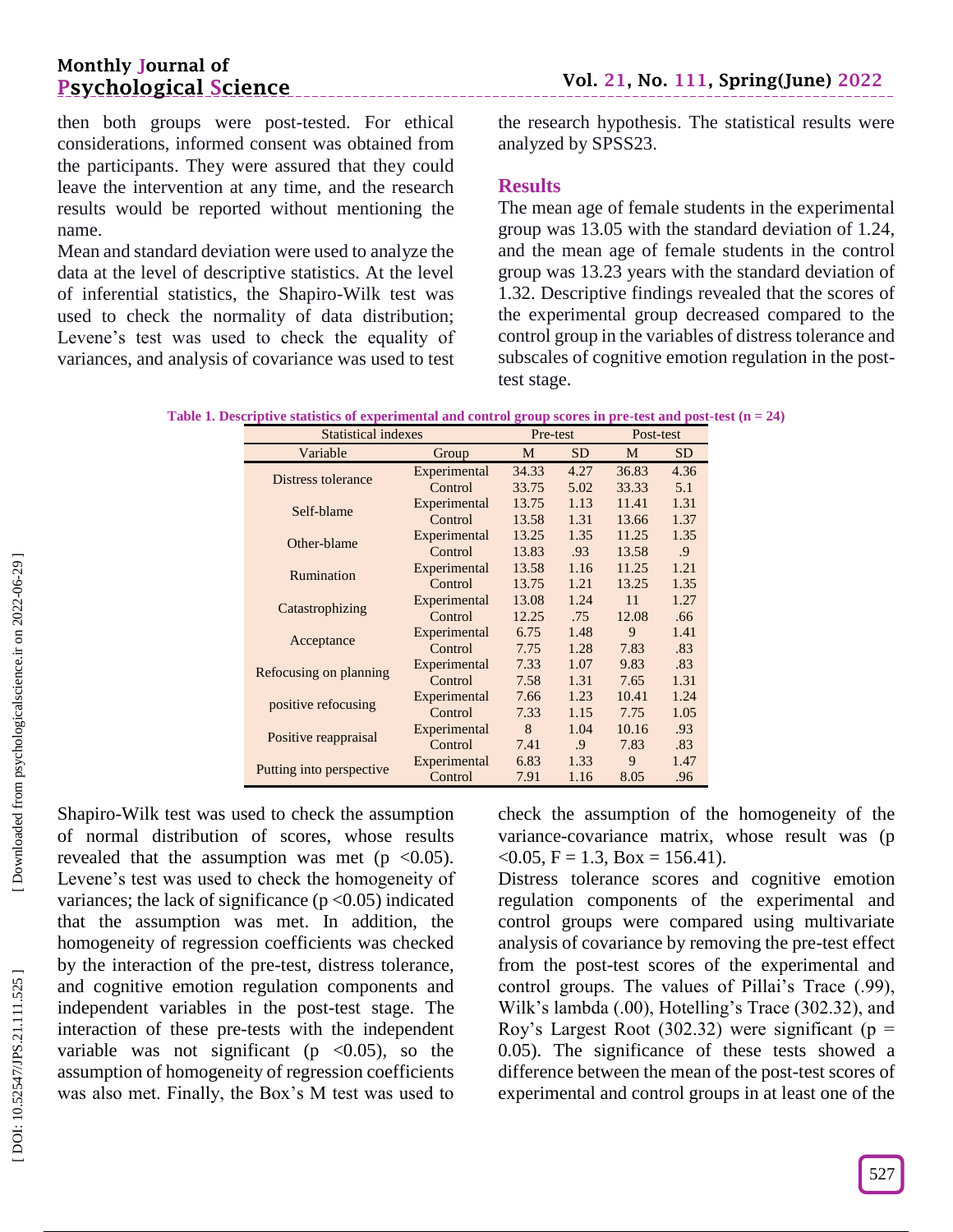then both groups were post-tested. For ethical considerations, informed consent was obtained from the participants. They were assured that they could leave the intervention at any time, and the research results would be reported without mentioning the name.

Mean and standard deviation were used to analyze the data at the level of descriptive statistics. At the level of inferential statistics, the Shapiro-Wilk test was used to check the normality of data distribution; Levene's test was used to check the equality of variances, and analysis of covariance was used to test the research hypothesis. The statistical results were analyzed by SPSS23.

## Results

The mean age of female students in the experimental group was 13.05 with the standard deviation of 1.24, and the mean age of female students in the control group was 13.23 years with the standard deviation of 1.32. Descriptive findings revealed that the scores of the experimental group decreased compared to the control group in the variables of distress tolerance and subscales of cognitive emotion regulation in the post-test stage.

**Table 1. Descriptive statistics of experimental and control group scores in pre-test and post-test (n = 24)**

| Statistical indexes | | Pre-test | | Post-test | |
|---|---|---|---|---|---|
| Variable | Group | M | SD | M | SD |
| Distress tolerance | Experimental | 34.33 | 4.27 | 36.83 | 4.36 |
| | Control | 33.75 | 5.02 | 33.33 | 5.1 |
| Self-blame | Experimental | 13.75 | 1.13 | 11.41 | 1.31 |
| | Control | 13.58 | 1.31 | 13.66 | 1.37 |
| Other-blame | Experimental | 13.25 | 1.35 | 11.25 | 1.35 |
| | Control | 13.83 | .93 | 13.58 | .9 |
| Rumination | Experimental | 13.58 | 1.16 | 11.25 | 1.21 |
| | Control | 13.75 | 1.21 | 13.25 | 1.35 |
| Catastrophizing | Experimental | 13.08 | 1.24 | 11 | 1.27 |
| | Control | 12.25 | .75 | 12.08 | .66 |
| Acceptance | Experimental | 6.75 | 1.48 | 9 | 1.41 |
| | Control | 7.75 | 1.28 | 7.83 | .83 |
| Refocusing on planning | Experimental | 7.33 | 1.07 | 9.83 | .83 |
| | Control | 7.58 | 1.31 | 7.65 | 1.31 |
| positive refocusing | Experimental | 7.66 | 1.23 | 10.41 | 1.24 |
| | Control | 7.33 | 1.15 | 7.75 | 1.05 |
| Positive reappraisal | Experimental | 8 | 1.04 | 10.16 | .93 |
| | Control | 7.41 | .9 | 7.83 | .83 |
| Putting into perspective | Experimental | 6.83 | 1.33 | 9 | 1.47 |
| | Control | 7.91 | 1.16 | 8.05 | .96 |

Shapiro-Wilk test was used to check the assumption of normal distribution of scores, whose results revealed that the assumption was met ($p < 0.05$). Levene's test was used to check the homogeneity of variances; the lack of significance ($p < 0.05$) indicated that the assumption was met. In addition, the homogeneity of regression coefficients was checked by the interaction of the pre-test, distress tolerance, and cognitive emotion regulation components and independent variables in the post-test stage. The interaction of these pre-tests with the independent variable was not significant ($p < 0.05$), so the assumption of homogeneity of regression coefficients was also met. Finally, the Box's M test was used to check the assumption of the homogeneity of the variance-covariance matrix, whose result was ($p < 0.05$, $F = 1.3$, Box = 156.41).

Distress tolerance scores and cognitive emotion regulation components of the experimental and control groups were compared using multivariate analysis of covariance by removing the pre-test effect from the post-test scores of the experimental and control groups. The values of Pillai's Trace (.99), Wilk's lambda (.00), Hotelling's Trace (302.32), and Roy's Largest Root (302.32) were significant ($p = 0.05$). The significance of these tests showed a difference between the mean of the post-test scores of experimental and control groups in at least one of the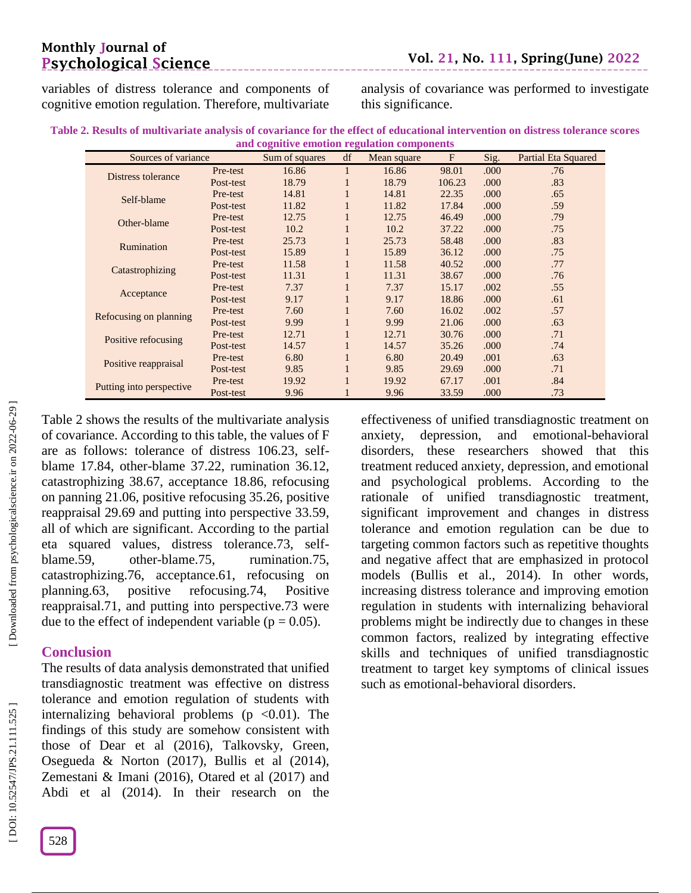variables of distress tolerance and components of cognitive emotion regulation. Therefore, multivariate analysis of covariance was performed to investigate this significance.

**Table 2. Results of multivariate analysis of covariance for the effect of educational intervention on distress tolerance scores and cognitive emotion regulation components**

| Sources of variance | | Sum of squares | df | Mean square | F | Sig. | Partial Eta Squared |
|---|---|---|---|---|---|---|---|
| Distress tolerance | Pre-test | 16.86 | 1 | 16.86 | 98.01 | .000 | .76 |
| | Post-test | 18.79 | 1 | 18.79 | 106.23 | .000 | .83 |
| Self-blame | Pre-test | 14.81 | 1 | 14.81 | 22.35 | .000 | .65 |
| | Post-test | 11.82 | 1 | 11.82 | 17.84 | .000 | .59 |
| Other-blame | Pre-test | 12.75 | 1 | 12.75 | 46.49 | .000 | .79 |
| | Post-test | 10.2 | 1 | 10.2 | 37.22 | .000 | .75 |
| Rumination | Pre-test | 25.73 | 1 | 25.73 | 58.48 | .000 | .83 |
| | Post-test | 15.89 | 1 | 15.89 | 36.12 | .000 | .75 |
| Catastrophizing | Pre-test | 11.58 | 1 | 11.58 | 40.52 | .000 | .77 |
| | Post-test | 11.31 | 1 | 11.31 | 38.67 | .000 | .76 |
| Acceptance | Pre-test | 7.37 | 1 | 7.37 | 15.17 | .002 | .55 |
| | Post-test | 9.17 | 1 | 9.17 | 18.86 | .000 | .61 |
| Refocusing on planning | Pre-test | 7.60 | 1 | 7.60 | 16.02 | .002 | .57 |
| | Post-test | 9.99 | 1 | 9.99 | 21.06 | .000 | .63 |
| Positive refocusing | Pre-test | 12.71 | 1 | 12.71 | 30.76 | .000 | .71 |
| | Post-test | 14.57 | 1 | 14.57 | 35.26 | .000 | .74 |
| Positive reappraisal | Pre-test | 6.80 | 1 | 6.80 | 20.49 | .001 | .63 |
| | Post-test | 9.85 | 1 | 9.85 | 29.69 | .000 | .71 |
| Putting into perspective | Pre-test | 19.92 | 1 | 19.92 | 67.17 | .001 | .84 |
| | Post-test | 9.96 | 1 | 9.96 | 33.59 | .000 | .73 |

Table 2 shows the results of the multivariate analysis of covariance. According to this table, the values of F are as follows: tolerance of distress 106.23, self-blame 17.84, other-blame 37.22, rumination 36.12, catastrophizing 38.67, acceptance 18.86, refocusing on panning 21.06, positive refocusing 35.26, positive reappraisal 29.69 and putting into perspective 33.59, all of which are significant. According to the partial eta squared values, distress tolerance.73, self-blame.59, other-blame.75, rumination.75, catastrophizing.76, acceptance.61, refocusing on planning.63, positive refocusing.74, Positive reappraisal.71, and putting into perspective.73 were due to the effect of independent variable ($p = 0.05$).

## Conclusion

The results of data analysis demonstrated that unified transdiagnostic treatment was effective on distress tolerance and emotion regulation of students with internalizing behavioral problems ($p < 0.01$). The findings of this study are somehow consistent with those of Dear et al (2016), Talkovsky, Green, Osegueda & Norton (2017), Bullis et al (2014), Zemestani & Imani (2016), Otared et al (2017) and Abdi et al (2014). In their research on the effectiveness of unified transdiagnostic treatment on anxiety, depression, and emotional-behavioral disorders, these researchers showed that this treatment reduced anxiety, depression, and emotional and psychological problems. According to the rationale of unified transdiagnostic treatment, significant improvement and changes in distress tolerance and emotion regulation can be due to targeting common factors such as repetitive thoughts and negative affect that are emphasized in protocol models (Bullis et al., 2014). In other words, increasing distress tolerance and improving emotion regulation in students with internalizing behavioral problems might be indirectly due to changes in these common factors, realized by integrating effective skills and techniques of unified transdiagnostic treatment to target key symptoms of clinical issues such as emotional-behavioral disorders.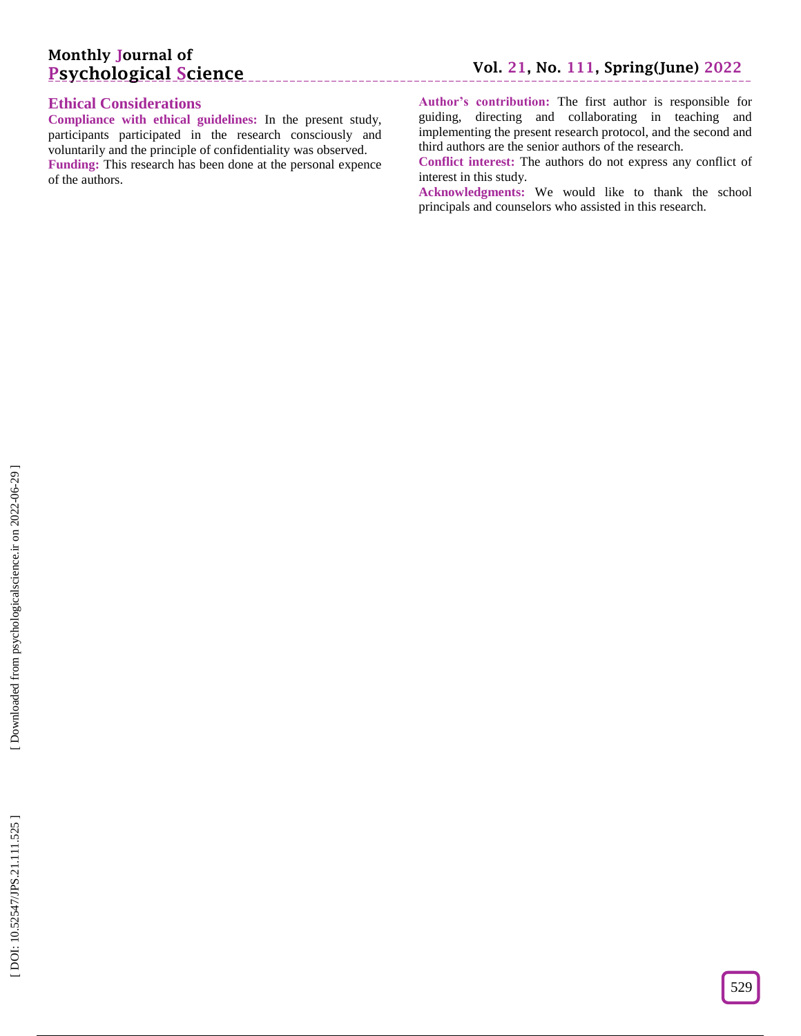## Ethical Considerations

**Compliance with ethical guidelines:** In the present study, participants participated in the research consciously and voluntarily and the principle of confidentiality was observed.

**Funding:** This research has been done at the personal expence of the authors.

**Author's contribution:** The first author is responsible for guiding, directing and collaborating in teaching and implementing the present research protocol, and the second and third authors are the senior authors of the research.

**Conflict interest:** The authors do not express any conflict of interest in this study.

**Acknowledgments:** We would like to thank the school principals and counselors who assisted in this research.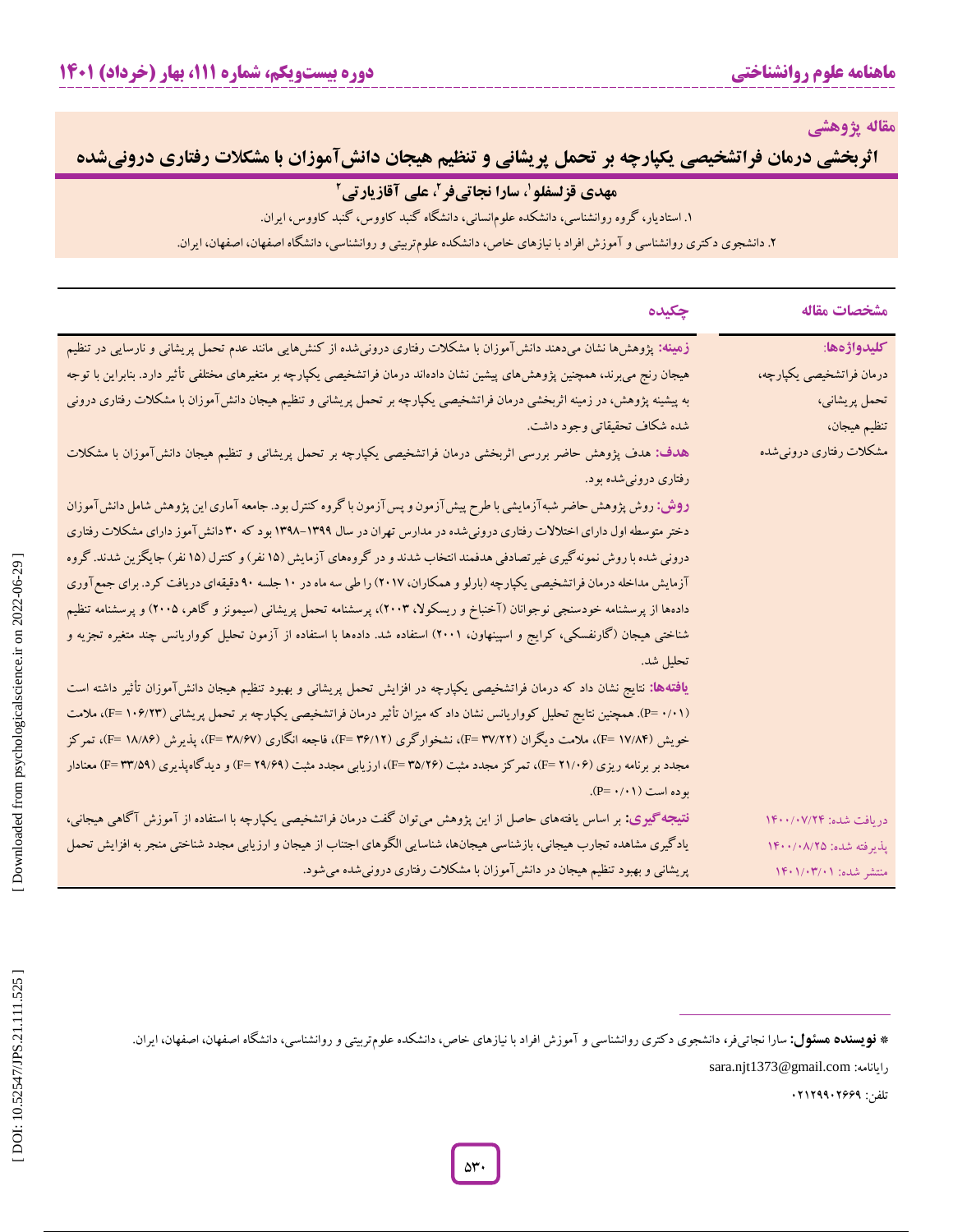مقاله پژوهشی

# اثربخشی درمان فراتشخیصی یکپارچه بر تحمل پریشانی و تنظیم هیجان دانش‌آموزان با مشکلات رفتاری درونی‌شده

**مهدی قزلسفلو[1]، سارا نجاتی‌فر[2]، علی آقازیارتی[2]**

۱. استادیار، گروه روانشناسی، دانشکده علوم‌انسانی، دانشگاه گنبد کاووس، گنبد کاووس، ایران.

۲. دانشجوی دکتری روانشناسی و آموزش افراد با نیازهای خاص، دانشکده علوم‌تربیتی و روانشناسی، دانشگاه اصفهان، اصفهان، ایران.

## مشخصات مقاله

**کلیدواژه‌ها:**
درمان فراتشخیصی یکپارچه،
تحمل پریشانی،
تنظیم هیجان،
مشکلات رفتاری درونی‌شده

دریافت شده: ۱۴۰۰/۰۷/۲۴
پذیرفته شده: ۱۴۰۰/۰۸/۲۵
منتشر شده: ۱۴۰۱/۰۳/۰۱

## چکیده

**زمینه:** پژوهش‌ها نشان می‌دهند دانش‌آموزان با مشکلات رفتاری درونی‌شده از کنش‌هایی مانند عدم تحمل پریشانی و نارسایی در تنظیم هیجان رنج می‌برند، همچنین پژوهش‌های پیشین نشان داده‌اند درمان فراتشخیصی یکپارچه بر متغیرهای مختلفی تأثیر دارد. بنابراین با توجه به پیشینه پژوهش، در زمینه اثربخشی درمان فراتشخیصی یکپارچه بر تحمل پریشانی و تنظیم هیجان دانش‌آموزان با مشکلات رفتاری درونی شده شکاف تحقیقاتی وجود داشت.

**هدف:** هدف پژوهش حاضر بررسی اثربخشی درمان فراتشخیصی یکپارچه بر تحمل پریشانی و تنظیم هیجان دانش‌آموزان با مشکلات رفتاری درونی‌شده بود.

**روش:** روش پژوهش حاضر شبه‌آزمایشی با طرح پیش‌آزمون و پس‌آزمون با گروه کنترل بود. جامعه آماری این پژوهش شامل دانش‌آموزان دختر متوسطه اول دارای اختلالات رفتاری درونی‌شده در مدارس تهران در سال ۱۳۹۹-۱۳۹۸ بود که ۳۰ دانش‌آموز دارای مشکلات رفتاری درونی شده با روش نمونه‌گیری غیرتصادفی هدفمند انتخاب شدند و در گروه‌های آزمایش (۱۵ نفر) و کنترل (۱۵ نفر) جایگزین شدند. گروه آزمایش مداخله درمان فراتشخیصی یکپارچه (بارلو و همکاران، ۲۰۱۷) را طی سه ماه در ۱۰ جلسه ۹۰ دقیقه‌ای دریافت کرد. برای جمع‌آوری داده‌ها از پرسشنامه خودسنجی نوجوانان (آخنباخ و ریسکولا، ۲۰۰۳)، پرسشنامه تحمل پریشانی (سیمونز و گاهر، ۲۰۰۵) و پرسشنامه تنظیم شناختی هیجان (گارنفسکی، کرایج و اسپینهاون، ۲۰۰۱) استفاده شد. داده‌ها با استفاده از آزمون تحلیل کوواریانس چند متغیره تجزیه و تحلیل شد.

**یافته‌ها:** نتایج نشان داد که درمان فراتشخیصی یکپارچه در افزایش تحمل پریشانی و بهبود تنظیم هیجان دانش‌آموزان تأثیر داشته است (P= ۰/۰۱). همچنین نتایج تحلیل کوواریانس نشان داد که میزان تأثیر درمان فراتشخیصی یکپارچه بر تحمل پریشانی (F= ۱۰۶/۲۳)، ملامت خویش (F= ۱۷/۸۴)، ملامت دیگران (F= ۳۷/۲۲)، نشخوارگری (F= ۳۶/۱۲)، فاجعه انگاری (F= ۳۸/۶۷)، پذیرش (F= ۱۸/۸۶)، تمرکز مجدد بر برنامه ریزی (F= ۲۱/۰۶)، تمرکز مجدد مثبت (F= ۳۵/۲۶)، ارزیابی مجدد مثبت (F= ۲۹/۶۹) و دیدگاه‌پذیری (F= ۳۳/۵۹) معنادار بوده است (P= ۰/۰۱).

**نتیجه‌گیری:** بر اساس یافته‌های حاصل از این پژوهش می‌توان گفت درمان فراتشخیصی یکپارچه با استفاده از آموزش آگاهی هیجانی، یادگیری مشاهده تجارب هیجانی، بازشناسی هیجان‌ها، شناسایی الگوهای اجتناب از هیجان و ارزیابی مجدد شناختی منجر به افزایش تحمل پریشانی و بهبود تنظیم هیجان در دانش‌آموزان با مشکلات رفتاری درونی‌شده می‌شود.

---

\* **نویسنده مسئول:** سارا نجاتی‌فر، دانشجوی دکتری روانشناسی و آموزش افراد با نیازهای خاص، دانشکده علوم‌تربیتی و روانشناسی، دانشگاه اصفهان، اصفهان، ایران.

رایانامه: sara.njt1373@gmail.com

تلفن: ۰۲۱۲۹۹۰۲۶۶۹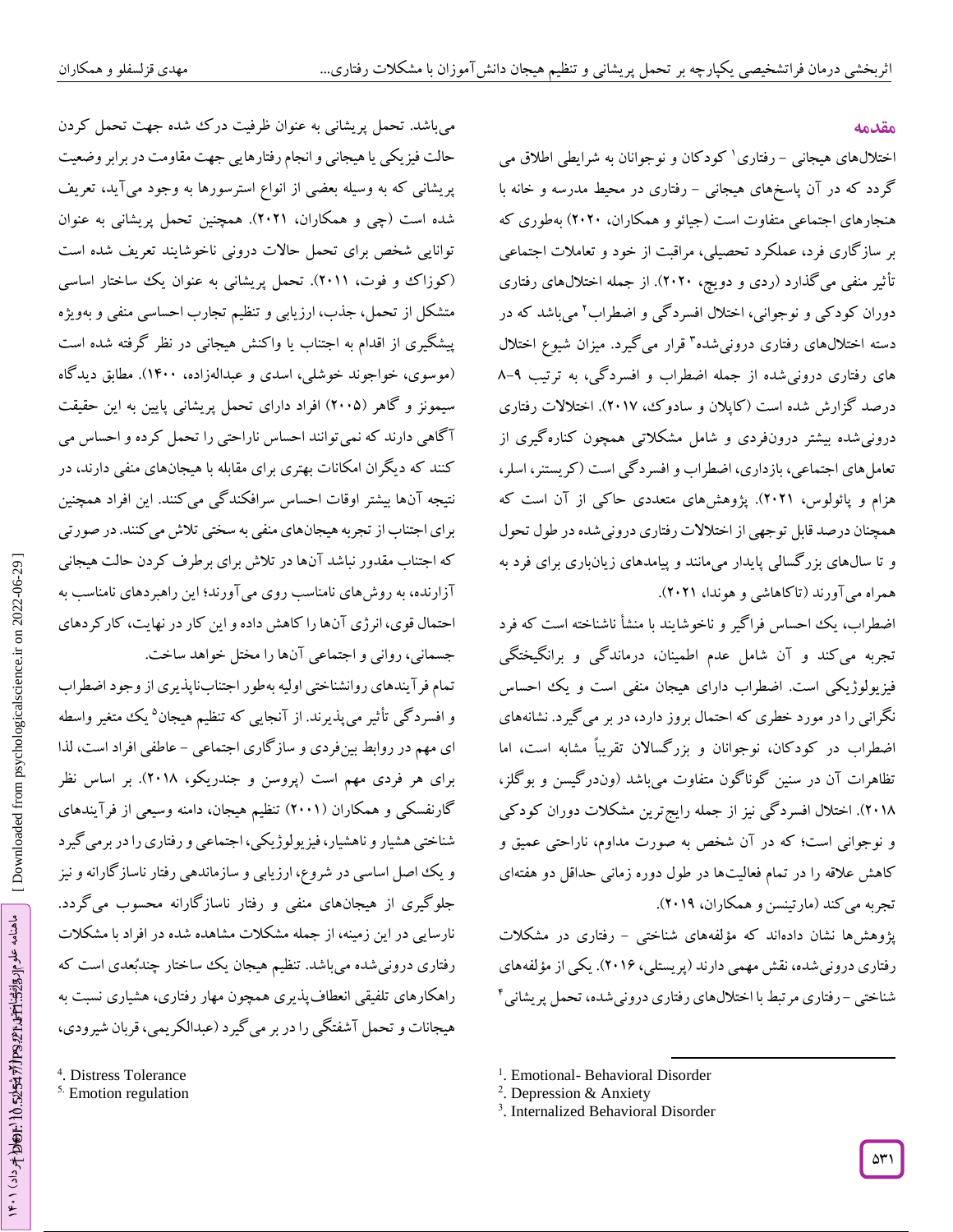## مقدمه

اختلال‌های هیجانی - رفتاری[1] کودکان و نوجوانان به شرایطی اطلاق می گردد که در آن پاسخ‌های هیجانی - رفتاری در محیط مدرسه و خانه با هنجارهای اجتماعی متفاوت است (جیائو و همکاران، ۲۰۲۰) به‌طوری که بر سازگاری فرد، عملکرد تحصیلی، مراقبت از خود و تعاملات اجتماعی تأثیر منفی می‌گذارد (ردی و دویچ، ۲۰۲۰). از جمله اختلال‌های رفتاری دوران کودکی و نوجوانی، اختلال افسردگی و اضطراب[2] می‌باشد که در دسته اختلال‌های رفتاری درونی‌شده[3] قرار می‌گیرد. میزان شیوع اختلال های رفتاری درونی‌شده از جمله اضطراب و افسردگی، به ترتیب ۹-۸ درصد گزارش شده است (کاپلان و سادوک، ۲۰۱۷). اختلالات رفتاری درونی‌شده بیشتر درون‌فردی و شامل مشکلاتی همچون کناره‌گیری از تعامل‌های اجتماعی، بازداری، اضطراب و افسردگی است (کریستنر، اسلر، هزام و پائولوس، ۲۰۲۱). پژوهش‌های متعددی حاکی از آن است که همچنان درصد قابل توجهی از اختلالات رفتاری درونی‌شده در طول تحول و تا سال‌های بزرگسالی پایدار می‌مانند و پیامدهای زیان‌باری برای فرد به همراه می‌آورند (تاکاهاشی و هوندا، ۲۰۲۱).

اضطراب، یک احساس فراگیر و ناخوشایند با منشأ ناشناخته است که فرد تجربه می‌کند و آن شامل عدم اطمینان، درماندگی و برانگیختگی فیزیولوژیکی است. اضطراب دارای هیجان منفی است و یک احساس نگرانی را در مورد خطری که احتمال بروز دارد، در بر می‌گیرد. نشانه‌های اضطراب در کودکان، نوجوانان و بزرگسالان تقریباً مشابه است، اما تظاهرات آن در سنین گوناگون متفاوت می‌باشد (وندرگیسن و بوگلز، ۲۰۱۸). اختلال افسردگی نیز از جمله رایج‌ترین مشکلات دوران کودکی و نوجوانی است؛ که در آن شخص به صورت مداوم، ناراحتی عمیق و کاهش علاقه را در تمام فعالیت‌ها در طول دوره زمانی حداقل دو هفته‌ای تجربه می‌کند (مارتینس و همکاران، ۲۰۱۹).

پژوهش‌ها نشان داده‌اند که مؤلفه‌های شناختی - رفتاری در مشکلات رفتاری درونی‌شده، نقش مهمی دارند (پریستلی، ۲۰۱۶). یکی از مؤلفه‌های شناختی - رفتاری مرتبط با اختلال‌های رفتاری درونی‌شده، تحمل پریشانی[4] می‌باشد. تحمل پریشانی به عنوان ظرفیت درک شده جهت تحمل کردن حالت فیزیکی یا هیجانی و انجام رفتارهایی جهت مقاومت در برابر وضعیت پریشانی که به وسیله بعضی از انواع استرسورها به وجود می‌آید، تعریف شده است (چی و همکاران، ۲۰۲۱). همچنین تحمل پریشانی به عنوان توانایی شخص برای تحمل حالات درونی ناخوشایند تعریف شده است (کوزاک و فوت، ۲۰۱۱). تحمل پریشانی به عنوان یک ساختار اساسی متشکل از تحمل، جذب، ارزیابی و تنظیم تجارب احساسی منفی و به‌ویژه پیشگیری از اقدام به اجتناب یا واکنش هیجانی در نظر گرفته شده است (موسوی، خواجوند خوشلی، اسدی و عبدالهزاده، ۱۴۰۰). مطابق دیدگاه سیمونز و گاهر (۲۰۰۵) افراد دارای تحمل پریشانی پایین به این حقیقت آگاهی دارند که نمی‌توانند احساس ناراحتی را تحمل کرده و احساس می کنند که دیگران امکانات بهتری برای مقابله با هیجان‌های منفی دارند، در نتیجه آن‌ها بیشتر اوقات احساس سرافکندگی می‌کنند. این افراد همچنین برای اجتناب از تجربه هیجان‌های منفی به سختی تلاش می‌کنند. در صورتی که اجتناب مقدور نباشد آن‌ها در تلاش برای برطرف کردن حالت هیجانی آزارنده، به روش‌های نامناسب روی می‌آورند؛ این راهبردهای نامناسب به احتمال قوی، انرژی آن‌ها را کاهش داده و این کار در نهایت، کارکردهای جسمانی، روانی و اجتماعی آن‌ها را مختل خواهد ساخت.

تمام فرآیندهای روانشناختی اولیه به‌طور اجتناب‌ناپذیری از وجود اضطراب و افسردگی تأثیر می‌پذیرند. از آنجایی که تنظیم هیجان[5] یک متغیر واسطه ای مهم در روابط بین‌فردی و سازگاری اجتماعی - عاطفی افراد است، لذا برای هر فردی مهم است (پروسن و جندریکو، ۲۰۱۸). بر اساس نظر گارنفسکی و همکاران (۲۰۰۱) تنظیم هیجان، دامنه وسیعی از فرآیندهای شناختی هشیار و ناهشیار، فیزیولوژیکی، اجتماعی و رفتاری را در برمی‌گیرد و یک اصل اساسی در شروع، ارزیابی و سازماندهی رفتار ناسازگارانه و نیز جلوگیری از هیجان‌های منفی و رفتار ناسازگارانه محسوب می‌گردد. نارسایی در این زمینه، از جمله مشکلات مشاهده شده در افراد با مشکلات رفتاری درونی‌شده می‌باشد. تنظیم هیجان یک ساختار چندبُعدی است که راهکارهای تلفیقی انعطاف‌پذیری همچون مهار رفتاری، هشیاری نسبت به هیجانات و تحمل آشفتگی را در بر می‌گیرد (عبدالکریمی، قربان شیرودی،

---

[1]. Emotional- Behavioral Disorder
[2]. Depression & Anxiety
[3]. Internalized Behavioral Disorder
[4]. Distress Tolerance
[5]. Emotion regulation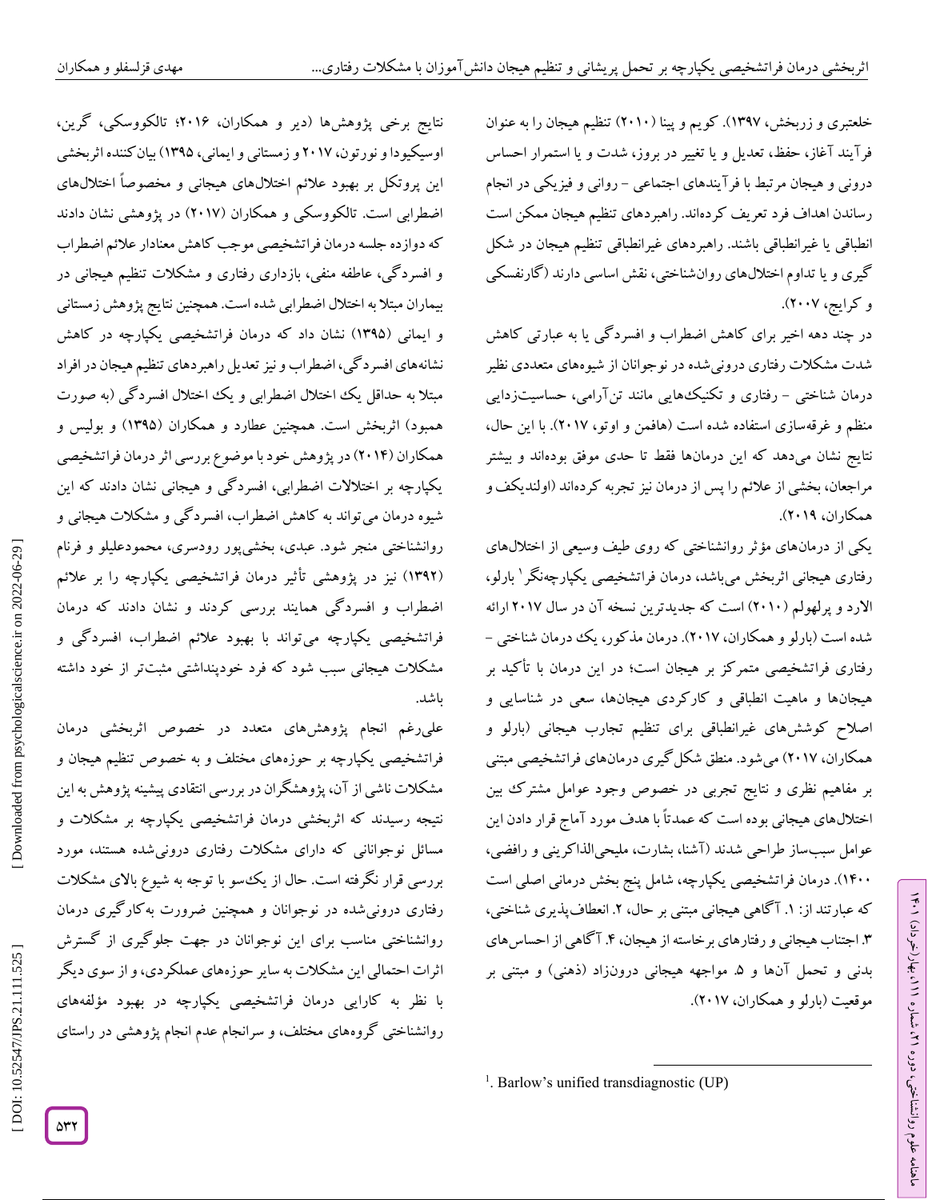خلعتبری و زربخش، ۱۳۹۷). کویم و پینا (۲۰۱۰) تنظیم هیجان را به عنوان فرآیند آغاز، حفظ، تعدیل و یا تغییر در بروز، شدت و یا استمرار احساس درونی و هیجان مرتبط با فرآیندهای اجتماعی - روانی و فیزیکی در انجام رساندن اهداف فرد تعریف کرده‌اند. راهبردهای تنظیم هیجان ممکن است انطباقی یا غیرانطباقی باشند. راهبردهای غیرانطباقی تنظیم هیجان در شکل گیری و یا تداوم اختلال‌های روان‌شناختی، نقش اساسی دارند (گارنفسکی و کرایج، ۲۰۰۷).

در چند دهه اخیر برای کاهش اضطراب و افسردگی یا به عبارتی کاهش شدت مشکلات رفتاری درونی‌شده در نوجوانان از شیوه‌های متعددی نظیر درمان شناختی - رفتاری و تکنیک‌هایی مانند تن‌آرامی، حساسیت‌زدایی منظم و غرقه‌سازی استفاده شده است (هافمن و اوتو، ۲۰۱۷). با این حال، نتایج نشان می‌دهد که این درمان‌ها فقط تا حدی موفق بوده‌اند و بیشتر مراجعان، بخشی از علائم را پس از درمان نیز تجربه کرده‌اند (اولندیکف و همکاران، ۲۰۱۹).

یکی از درمان‌های مؤثر روانشناختی که روی طیف وسیعی از اختلال‌های رفتاری هیجانی اثربخش می‌باشد، درمان فراتشخیصی یکپارچه‌نگر[1] بارلو، الارد و پرلهولم (۲۰۱۰) است که جدیدترین نسخه آن در سال ۲۰۱۷ ارائه شده است (بارلو و همکاران، ۲۰۱۷). درمان مذکور، یک درمان شناختی - رفتاری فراتشخیصی متمرکز بر هیجان است؛ در این درمان با تأکید بر هیجان‌ها و ماهیت انطباقی و کارکردی هیجان‌ها، سعی در شناسایی و اصلاح کوشش‌های غیرانطباقی برای تنظیم تجارب هیجانی (بارلو و همکاران، ۲۰۱۷) می‌شود. منطق شکل‌گیری درمان‌های فراتشخیصی مبتنی بر مفاهیم نظری و نتایج تجربی در خصوص وجود عوامل مشترک بین اختلال‌های هیجانی بوده است که عمدتاً با هدف مورد آماج قرار دادن این عوامل سبب‌ساز طراحی شدند (آشنا، بشارت، ملیحی‌الذاکرینی و رافضی، ۱۴۰۰). درمان فراتشخیصی یکپارچه، شامل پنج بخش درمانی اصلی است که عبارتند از: ۱. آگاهی هیجانی مبتنی بر حال، ۲. انعطاف‌پذیری شناختی، ۳. اجتناب هیجانی و رفتارهای برخاسته از هیجان، ۴. آگاهی از احساس‌های بدنی و تحمل آن‌ها و ۵. مواجهه هیجانی درون‌زاد (ذهنی) و مبتنی بر موقعیت (بارلو و همکاران، ۲۰۱۷).

نتایج برخی پژوهش‌ها (دیر و همکاران، ۲۰۱۶؛ تالکووسکی، گرین، اوسیکیودا و نورتون، ۲۰۱۷ و زمستانی و ایمانی، ۱۳۹۵) بیان‌کننده اثربخشی این پروتکل بر بهبود علائم اختلال‌های هیجانی و مخصوصاً اختلال‌های اضطرابی است. تالکوسکی و همکاران (۲۰۱۷) در پژوهشی نشان دادند که دوازده جلسه درمان فراتشخیصی موجب کاهش معنادار علائم اضطراب و افسردگی، عاطفه منفی، بازداری رفتاری و مشکلات تنظیم هیجانی در بیماران مبتلا به اختلال اضطرابی شده است. همچنین نتایج پژوهش زمستانی و ایمانی (۱۳۹۵) نشان داد که درمان فراتشخیصی یکپارچه در کاهش نشانه‌های افسردگی، اضطراب و نیز تعدیل راهبردهای تنظیم هیجان در افراد مبتلا به حداقل یک اختلال اضطرابی و یک اختلال افسردگی (به صورت همبود) اثربخش است. همچنین عطارد و همکاران (۱۳۹۵) و بولیس و همکاران (۲۰۱۴) در پژوهش خود با موضوع بررسی اثر درمان فراتشخیصی یکپارچه بر اختلالات اضطرابی، افسردگی و هیجانی نشان دادند که این شیوه درمان می‌تواند به کاهش اضطراب، افسردگی و مشکلات هیجانی و روانشناختی منجر شود. عبدی، بخشی‌پور رودسری، محمودعلیلو و فرنام (۱۳۹۲) نیز در پژوهشی تأثیر درمان فراتشخیصی یکپارچه را بر علائم اضطراب و افسردگی همایند بررسی کردند و نشان دادند که درمان فراتشخیصی یکپارچه می‌تواند با بهبود علائم اضطراب، افسردگی و مشکلات هیجانی سبب شود که فرد خودپنداشتی مثبت‌تر از خود داشته باشد.

علی‌رغم انجام پژوهش‌های متعدد در خصوص اثربخشی درمان فراتشخیصی یکپارچه بر حوزه‌های مختلف و به خصوص تنظیم هیجان و مشکلات ناشی از آن، پژوهشگران در بررسی انتقادی پیشینه پژوهش به این نتیجه رسیدند که اثربخشی درمان فراتشخیصی یکپارچه بر مشکلات و مسائل نوجوانانی که دارای مشکلات رفتاری درونی‌شده هستند، مورد بررسی قرار نگرفته است. حال از یک‌سو با توجه به شیوع بالای مشکلات رفتاری درونی‌شده در نوجوانان و همچنین ضرورت به‌کارگیری درمان روانشناختی مناسب برای این نوجوانان در جهت جلوگیری از گسترش اثرات احتمالی این مشکلات به سایر حوزه‌های عملکردی، و از سوی دیگر با نظر به کارایی درمان فراتشخیصی یکپارچه در بهبود مؤلفه‌های روانشناختی گروه‌های مختلف، و سرانجام عدم انجام پژوهشی در راستای

---

[1]. Barlow's unified transdiagnostic (UP)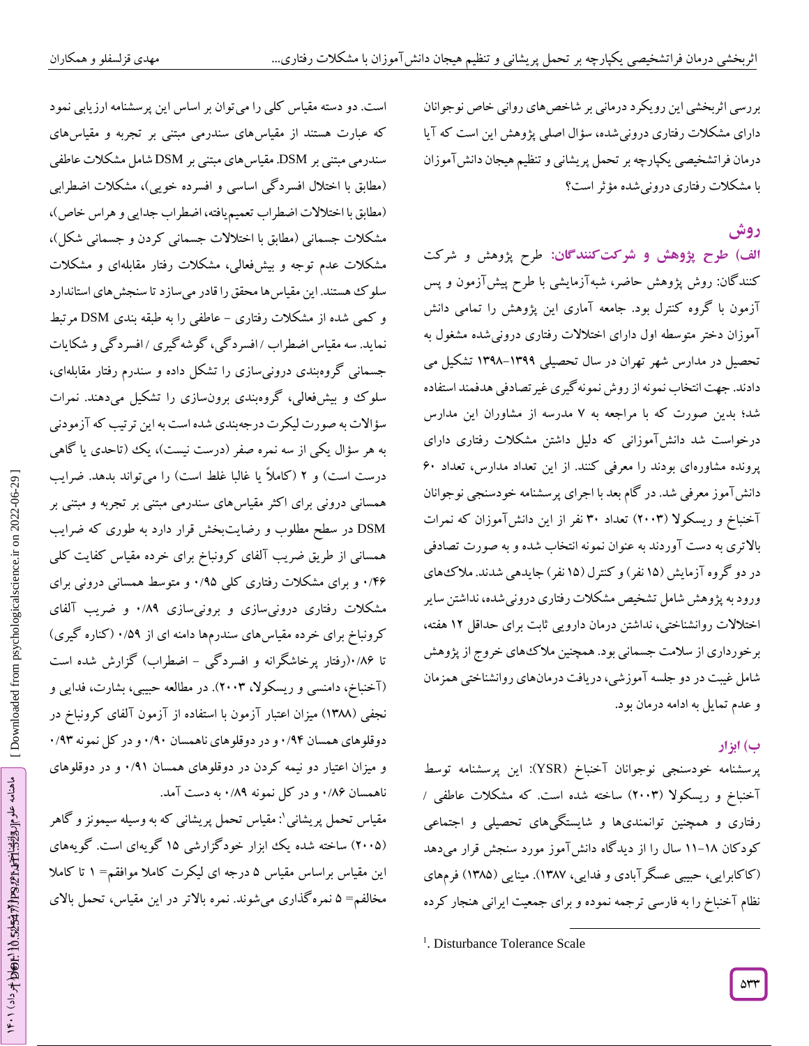بررسی اثربخشی این رویکرد درمانی بر شاخص‌های روانی خاص نوجوانان دارای مشکلات رفتاری درونی‌شده، سؤال اصلی پژوهش این است که آیا درمان فراتشخیصی یکپارچه بر تحمل پریشانی و تنظیم هیجان دانش‌آموزان با مشکلات رفتاری درونی‌شده مؤثر است؟

## روش

**الف) طرح پژوهش و شرکت‌کنندگان:** طرح پژوهش و شرکت کنندگان: روش پژوهش حاضر، شبه‌آزمایشی با طرح پیش‌آزمون و پس آزمون با گروه کنترل بود. جامعه آماری این پژوهش را تمامی دانش آموزان دختر متوسطه اول دارای اختلالات رفتاری درونی‌شده مشغول به تحصیل در مدارس شهر تهران در سال تحصیلی ۱۳۹۹-۱۳۹۸ تشکیل می دادند. جهت انتخاب نمونه از روش نمونه‌گیری غیرتصادفی هدفمند استفاده شد؛ بدین صورت که با مراجعه به ۷ مدرسه از مشاوران این مدارس درخواست شد دانش‌آموزانی که دلیل داشتن مشکلات رفتاری دارای پرونده مشاوره‌ای بودند را معرفی کنند. از این تعداد مدارس، تعداد ۶۰ دانش‌آموز معرفی شد. در گام بعد با اجرای پرسشنامه خودسنجی نوجوانان آخنباخ و ریسکولا (۲۰۰۳) تعداد ۳۰ نفر از این دانش‌آموزان که نمرات بالاتری به دست آوردند به عنوان نمونه انتخاب شده و به صورت تصادفی در دو گروه آزمایش (۱۵ نفر) و کنترل (۱۵ نفر) جایدهی شدند. ملاک‌های ورود به پژوهش شامل تشخیص مشکلات رفتاری درونی‌شده، نداشتن سایر اختلالات روانشناختی، نداشتن درمان دارویی ثابت برای حداقل ۱۲ هفته، برخورداری از سلامت جسمانی بود. همچنین ملاک‌های خروج از پژوهش شامل غیبت در دو جلسه آموزشی، دریافت درمان‌های روانشناختی همزمان و عدم تمایل به ادامه درمان بود.

### ب) ابزار

پرسشنامه خودسنجی نوجوانان آخنباخ (YSR): این پرسشنامه توسط آخنباخ و ریسکولا (۲۰۰۳) ساخته شده است. که مشکلات عاطفی / رفتاری و همچنین توانمندی‌ها و شایستگی‌های تحصیلی و اجتماعی کودکان ۱۸-۱۱ سال را از دیدگاه دانش‌آموز مورد سنجش قرار می‌دهد (کاکابرایی، حبیبی عسگرآبادی و فدایی، ۱۳۸۷). مینایی (۱۳۸۵) فرم‌های نظام آخنباخ را به فارسی ترجمه نموده و برای جمعیت ایرانی هنجار کرده است. دو دسته مقیاس کلی را می‌توان بر اساس این پرسشنامه ارزیابی نمود که عبارت هستند از مقیاس‌های سندرمی مبتنی بر تجربه و مقیاس‌های سندرمی مبتنی بر DSM. مقیاس‌های مبتنی بر DSM شامل مشکلات عاطفی (مطابق با اختلال افسردگی اساسی و افسرده خویی)، مشکلات اضطرابی (مطابق با اختلالات اضطراب تعمیم‌یافته، اضطراب جدایی و هراس خاص)، مشکلات جسمانی (مطابق با اختلالات جسمانی کردن و جسمانی شکل)، مشکلات عدم توجه و بیش‌فعالی، مشکلات رفتار مقابله‌ای و مشکلات سلوک هستند. این مقیاس‌ها محقق را قادر می‌سازد تا سنجش‌های استاندارد و کمی شده از مشکلات رفتاری - عاطفی را به طبقه بندی DSM مرتبط نماید. سه مقیاس اضطراب / افسردگی، گوشه‌گیری / افسردگی و شکایات جسمانی گروه‌بندی درونی‌سازی را تشکل داده و سندرم رفتار مقابله‌ای، سلوک و بیش‌فعالی، گروه‌بندی برون‌سازی را تشکیل می‌دهند. نمرات سؤالات به صورت لیکرت درجه‌بندی شده است به این ترتیب که آزمودنی به هر سؤال یکی از سه نمره صفر (درست نیست)، یک (تاحدی یا گاهی درست است) و ۲ (کاملاً یا غالبا غلط است) را می‌تواند بدهد. ضرایب همسانی درونی برای اکثر مقیاس‌های سندرمی مبتنی بر تجربه و مبتنی بر DSM در سطح مطلوب و رضایت‌بخش قرار دارد به طوری که ضرایب همسانی از طریق ضریب آلفای کرونباخ برای خرده مقیاس کفایت کلی ۰/۴۶ و برای مشکلات رفتاری کلی ۰/۹۵ و متوسط همسانی درونی برای مشکلات رفتاری درونی‌سازی و برونی‌سازی ۰/۸۹ و ضریب آلفای کرونباخ برای خرده مقیاس‌های سندرم‌ها دامنه ای از ۰/۵۹ (کناره گیری) تا ۰/۸۶(رفتار پرخاشگرانه و افسردگی - اضطراب) گزارش شده است (آخنباخ، دامنسی و ریسکولا، ۲۰۰۳). در مطالعه حبیبی، بشارت، فدایی و نجفی (۱۳۸۸) میزان اعتبار آزمون با استفاده از آزمون آلفای کرونباخ در دوقلوهای همسان ۰/۹۴ و در دوقلوهای ناهمسان ۰/۹۰ و در کل نمونه ۰/۹۳ و میزان اعتبار دو نیمه کردن در دوقلوهای همسان ۰/۹۱ و در دوقلوهای ناهمسان ۰/۸۶ و در کل نمونه ۰/۸۹ به دست آمد.

مقیاس تحمل پریشانی[1]: مقیاس تحمل پریشانی که به وسیله سیمونز و گاهر (۲۰۰۵) ساخته شده یک ابزار خودگزارشی ۱۵ گویه‌ای است. گویه‌های این مقیاس براساس مقیاس ۵ درجه ای لیکرت کاملا موافقم= ۱ تا کاملا مخالفم= ۵ نمره‌گذاری می‌شوند. نمره بالاتر در این مقیاس، تحمل بالای

---

[1]. Disturbance Tolerance Scale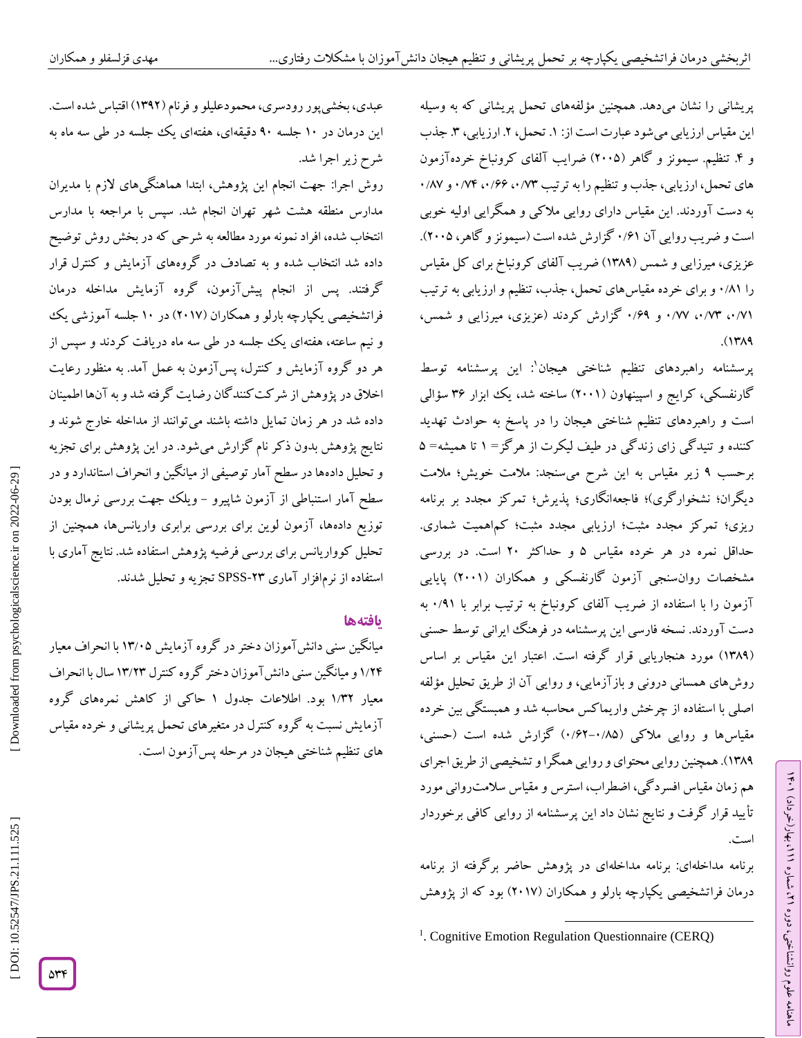پریشانی را نشان می‌دهد. همچنین مؤلفه‌های تحمل پریشانی که به وسیله این مقیاس ارزیابی می‌شود عبارت است از: ۱. تحمل، ۲. ارزیابی، ۳. جذب و ۴. تنظیم. سیمونز و گاهر (۲۰۰۵) ضرایب آلفای کرونباخ خرده‌آزمون های تحمل، ارزیابی، جذب و تنظیم را به ترتیب ۰/۷۳، ۰/۶۶، ۰/۷۴ و ۰/۸۷ به دست آوردند. این مقیاس دارای روایی ملاکی و همگرایی اولیه خوبی است و ضریب روایی آن ۰/۶۱ گزارش شده است (سیمونز و گاهر، ۲۰۰۵). عزیزی، میرزایی و شمس (۱۳۸۹) ضریب آلفای کرونباخ برای کل مقیاس را ۰/۸۱ و برای خرده مقیاس‌های تحمل، جذب، تنظیم و ارزیابی به ترتیب ۰/۷۱، ۰/۷۳، ۰/۷۷ و ۰/۶۹ گزارش کردند (عزیزی، میرزایی و شمس، ۱۳۸۹).

پرسشنامه راهبردهای تنظیم شناختی هیجان[1]: این پرسشنامه توسط گارنفسکی، کرایج و اسپینهاون (۲۰۰۱) ساخته شد، یک ابزار ۳۶ سؤالی است و راهبردهای تنظیم شناختی هیجان را در پاسخ به حوادث تهدید کننده و تنیدگی زای زندگی در طیف لیکرت از هرگز= ۱ تا همیشه= ۵ برحسب ۹ زیر مقیاس به این شرح می‌سنجد: ملامت خویش؛ ملامت دیگران؛ نشخوارگری)؛ فاجعه‌انگاری؛ پذیرش؛ تمرکز مجدد بر برنامه ریزی؛ تمرکز مجدد مثبت؛ ارزیابی مجدد مثبت؛ کم‌اهمیت شماری. حداقل نمره در هر خرده مقیاس ۵ و حداکثر ۲۰ است. در بررسی مشخصات روان‌سنجی آزمون گارنفسکی و همکاران (۲۰۰۱) پایایی آزمون را با استفاده از ضریب آلفای کرونباخ به ترتیب برابر با ۰/۹۱ به دست آوردند. نسخه فارسی این پرسشنامه در فرهنگ ایرانی توسط حسنی (۱۳۸۹) مورد هنجاریابی قرار گرفته است. اعتبار این مقیاس بر اساس روش‌های همسانی درونی و بازآزمایی، و روایی آن از طریق تحلیل مؤلفه اصلی با استفاده از چرخش واریماکس محاسبه شد و همبستگی بین خرده مقیاس‌ها و روایی ملاکی (۰/۸۵-۰/۶۲) گزارش شده است (حسنی، ۱۳۸۹). همچنین روایی محتوای و روایی همگرا و تشخیصی از طریق اجرای هم زمان مقیاس افسردگی، اضطراب، استرس و مقیاس سلامت‌روانی مورد تأیید قرار گرفت و نتایج نشان داد این پرسشنامه از روایی کافی برخوردار است.

برنامه مداخله‌ای: برنامه مداخله‌ای در پژوهش حاضر برگرفته از برنامه درمان فراتشخیصی یکپارچه بارلو و همکاران (۲۰۱۷) بود که از پژوهش عبدی، بخشی‌پور رودسری، محمودعلیلو و فرنام (۱۳۹۲) اقتباس شده است. این درمان در ۱۰ جلسه ۹۰ دقیقه‌ای، هفته‌ای یک جلسه در طی سه ماه به شرح زیر اجرا شد.

روش اجرا: جهت انجام این پژوهش، ابتدا هماهنگی‌های لازم با مدیران مدارس منطقه هشت شهر تهران انجام شد. سپس با مراجعه با مدارس انتخاب شده، افراد نمونه مورد مطالعه به شرحی که در بخش روش توضیح داده شد انتخاب شده و به تصادف در گروه‌های آزمایش و کنترل قرار گرفتند. پس از انجام پیش‌آزمون، گروه آزمایش مداخله درمان فراتشخیصی یکپارچه بارلو و همکاران (۲۰۱۷) در ۱۰ جلسه آموزشی یک و نیم ساعته، هفته‌ای یک جلسه در طی سه ماه دریافت کردند و سپس از هر دو گروه آزمایش و کنترل، پس‌آزمون به عمل آمد. به منظور رعایت اخلاق در پژوهش از شرکت‌کنندگان رضایت گرفته شد و به آن‌ها اطمینان داده شد در هر زمان تمایل داشته باشند می‌توانند از مداخله خارج شوند و نتایج پژوهش بدون ذکر نام گزارش می‌شود. در این پژوهش برای تجزیه و تحلیل داده‌ها در سطح آمار توصیفی از میانگین و انحراف استاندارد و در سطح آمار استنباطی از آزمون شاپیرو - ویلک جهت بررسی نرمال بودن توزیع داده‌ها، آزمون لوین برای بررسی برابری واریانس‌ها، همچنین از تحلیل کوواریانس برای بررسی فرضیه پژوهش استفاده شد. نتایج آماری با استفاده از نرم‌افزار آماری SPSS-23 تجزیه و تحلیل شدند.

## یافته‌ها

میانگین سنی دانش‌آموزان دختر در گروه آزمایش ۱۳/۰۵ با انحراف معیار ۱/۲۴ و میانگین سنی دانش‌آموزان دختر گروه کنترل ۱۳/۲۳ سال با انحراف معیار ۱/۳۲ بود. اطلاعات جدول ۱ حاکی از کاهش نمره‌های گروه آزمایش نسبت به گروه کنترل در متغیرهای تحمل پریشانی و خرده مقیاس های تنظیم شناختی هیجان در مرحله پس‌آزمون است.

---

[1]. Cognitive Emotion Regulation Questionnaire (CERQ)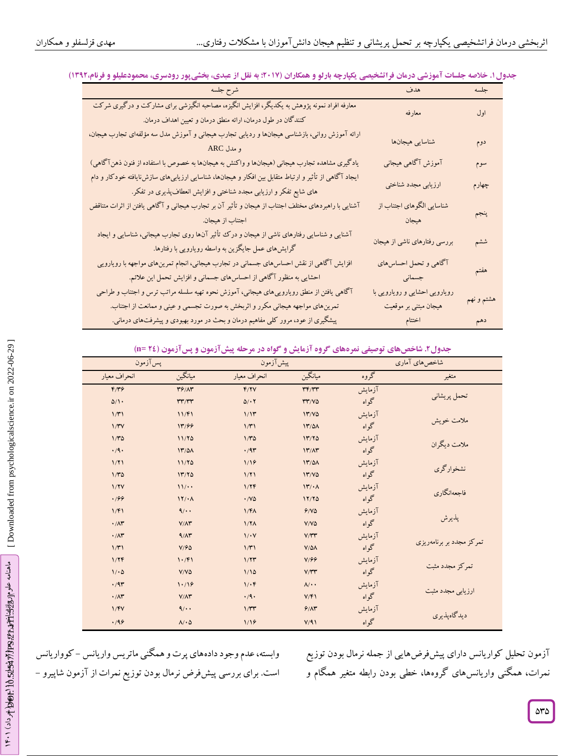جدول ۱. خلاصه جلسات آموزشی درمان فراتشخیصی یکپارچه بارلو و همکاران (۲۰۱۷؛ به نقل از عبدی، بخشی‌پور رودسری، محمودعلیلو و فرنام،۱۳۹۲)

| جلسه | هدف | شرح جلسه |
|---|---|---|
| اول | معارفه | معارفه افراد نمونه پژوهش به یکدیگر، افزایش انگیزه، مصاحبه انگیزشی برای مشارکت و درگیری شرکت کنندگان در طول درمان، ارائه منطق درمان و تعیین اهداف درمان. |
| دوم | شناسایی هیجان‌ها | ارائه آموزش روانی، بازشناسی هیجان‌ها و ردیابی تجارب هیجانی و آموزش مدل سه مؤلفه‌ای تجارب هیجان، و مدل ARC |
| سوم | آموزش آگاهی هیجانی | یادگیری مشاهده تجارب هیجانی (هیجان‌ها و واکنش به هیجان‌ها به خصوص با استفاده از فنون ذهن‌آگاهی) |
| چهارم | ارزیابی مجدد شناختی | ایجاد آگاهی از تأثیر و ارتباط متقابل بین افکار و هیجان‌ها، شناسایی ارزیابی‌های سازش‌نایافته خودکار و دام های شایع تفکر و ارزیابی مجدد شناختی و افزایش انعطاف‌پذیری در تفکر. |
| پنجم | شناسایی الگوهای اجتناب از هیجان | آشنایی با راهبردهای مختلف اجتناب از هیجان و تأثیر آن بر تجارب هیجانی و آگاهی یافتن از اثرات متناقض اجتناب از هیجان. |
| ششم | بررسی رفتارهای ناشی از هیجان | آشنایی و شناسایی رفتارهای ناشی از هیجان و درک تأثیر آن‌ها روی تجارب هیجانی، شناسایی و ایجاد گرایش‌های عمل جایگزین به واسطه رویارویی با رفتارها. |
| هفتم | آگاهی و تحمل احساس‌های جسمانی | افزایش آگاهی از نقش احساس‌های جسمانی در تجارب هیجانی، انجام تمرین‌های مواجهه با رویارویی احشایی به منظور آگاهی از احساس‌های جسمانی و افزایش تحمل این علائم. |
| هشتم و نهم | رویارویی احشایی و رویارویی با هیجان مبتنی بر موقعیت | آگاهی یافتن از منطق رویارویی‌های هیجانی، آموزش نحوه تهیه سلسله مراتب ترس و اجتناب و طراحی تمرین‌های مواجهه هیجانی مکرر و اثربخش به صورت تجسمی و عینی و ممانعت از اجتناب. |
| دهم | اختتام | پیشگیری از عود، مرور کلی مفاهیم درمان و بحث در مورد بهبودی و پیشرفت‌های درمانی. |

جدول ۲. شاخص‌های توصیفی نمره‌های گروه آزمایش و گواه در مرحله پیش‌آزمون و پس‌آزمون (n= ۲۴)

| شاخص‌های آماری | | پیش‌آزمون | | پس‌آزمون | |
|---|---|---|---|---|---|
| متغیر | گروه | میانگین | انحراف معیار | میانگین | انحراف معیار |
| تحمل پریشانی | آزمایش | ۳۴/۳۳ | ۴/۲۷ | ۳۶/۸۳ | ۴/۳۶ |
| | گواه | ۳۳/۷۵ | ۵/۰۲ | ۳۳/۳۳ | ۵/۱۰ |
| ملامت خویش | آزمایش | ۱۳/۷۵ | ۱/۱۳ | ۱۱/۴۱ | ۱/۳۱ |
| | گواه | ۱۳/۵۸ | ۱/۳۱ | ۱۳/۶۶ | ۱/۳۷ |
| ملامت دیگران | آزمایش | ۱۳/۲۵ | ۱/۳۵ | ۱۱/۲۵ | ۱/۳۵ |
| | گواه | ۱۳/۸۳ | ۰/۹۳ | ۱۳/۵۸ | ۰/۹۰ |
| نشخوارگری | آزمایش | ۱۳/۵۸ | ۱/۱۶ | ۱۱/۲۵ | ۱/۲۱ |
| | گواه | ۱۳/۷۵ | ۱/۲۱ | ۱۳/۲۵ | ۱/۳۵ |
| فاجعه‌انگاری | آزمایش | ۱۳/۰۸ | ۱/۲۴ | ۱۱/۰۰ | ۱/۲۷ |
| | گواه | ۱۲/۲۵ | ۰/۷۵ | ۱۲/۰۸ | ۰/۶۶ |
| پذیرش | آزمایش | ۶/۷۵ | ۱/۴۸ | ۹/۰۰ | ۱/۴۱ |
| | گواه | ۷/۷۵ | ۱/۲۸ | ۷/۸۳ | ۰/۸۳ |
| تمرکز مجدد بر برنامه‌ریزی | آزمایش | ۷/۳۳ | ۱/۰۷ | ۹/۸۳ | ۰/۸۳ |
| | گواه | ۷/۵۸ | ۱/۳۱ | ۷/۶۵ | ۱/۳۱ |
| تمرکز مجدد مثبت | آزمایش | ۷/۶۶ | ۱/۲۳ | ۱۰/۴۱ | ۱/۲۴ |
| | گواه | ۷/۳۳ | ۱/۱۵ | ۷/۷۵ | ۱/۰۵ |
| ارزیابی مجدد مثبت | آزمایش | ۸/۰۰ | ۱/۰۴ | ۱۰/۱۶ | ۰/۹۳ |
| | گواه | ۷/۴۱ | ۰/۹۰ | ۷/۸۳ | ۰/۸۳ |
| دیدگاه‌پذیری | آزمایش | ۶/۸۳ | ۱/۳۳ | ۹/۰۰ | ۱/۴۷ |
| | گواه | ۷/۹۱ | ۱/۱۶ | ۸/۰۵ | ۰/۹۶ |

آزمون تحلیل کوواریانس دارای پیش‌فرض‌هایی از جمله نرمال بودن توزیع نمرات، همگنی واریانس‌های گروه‌ها، خطی بودن رابطه متغیر همگام و وابسته، عدم وجود داده‌های پرت و همگنی ماتریس واریانس – کوواریانس است. برای بررسی پیش‌فرض نرمال بودن توزیع نمرات از آزمون شاپیرو –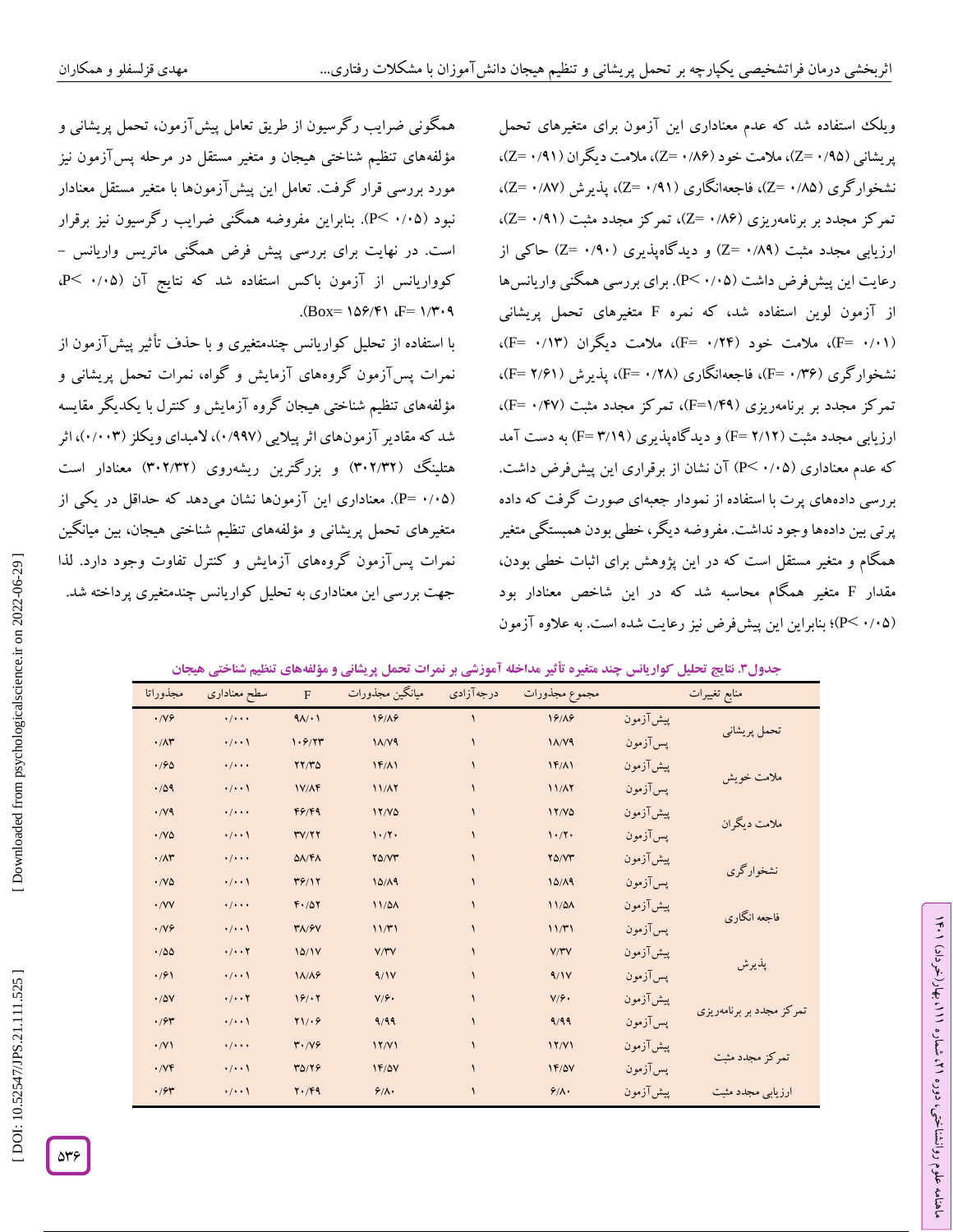ویلک استفاده شد که عدم معناداری این آزمون برای متغیرهای تحمل پریشانی (۰/۹۵ =Z)، ملامت خود (۰/۸۶ =Z)، ملامت دیگران (۰/۹۱ =Z)، نشخوارگری (۰/۸۵ =Z)، فاجعه‌انگاری (۰/۹۱ =Z)، پذیرش (۰/۸۷ =Z)، تمرکز مجدد بر برنامه‌ریزی (۰/۸۶ =Z)، تمرکز مجدد مثبت (۰/۹۱ =Z)، ارزیابی مجدد مثبت (۰/۸۹ =Z) و دیدگاه‌پذیری (۰/۹۰ =Z) حاکی از رعایت این پیش‌فرض داشت (۰/۰۵ <P). برای بررسی همگنی واریانس‌ها از آزمون لوین استفاده شد، که نمره F متغیرهای تحمل پریشانی (۰/۰۱ =F)، ملامت خود (۰/۲۴ =F)، ملامت دیگران (۰/۱۳ =F)، نشخوارگری (۰/۳۶ =F)، فاجعه‌انگاری (۰/۲۸ =F)، پذیرش (۲/۶۱ =F)، تمرکز مجدد بر برنامه‌ریزی (۱/۴۹=F)، تمرکز مجدد مثبت (۰/۴۷ =F)، ارزیابی مجدد مثبت (۲/۱۲ =F) و دیدگاه‌پذیری (۳/۱۹ =F) به دست آمد که عدم معناداری (۰/۰۵ <P) آن نشان از برقراری این پیش‌فرض داشت. بررسی داده‌های پرت با استفاده از نمودار جعبه‌ای صورت گرفت که داده پرتی بین داده‌ها وجود نداشت. مفروضه دیگر، خطی بودن همبستگی متغیر همگام و متغیر مستقل است که در این پژوهش برای اثبات خطی بودن، مقدار F متغیر همگام محاسبه شد که در این شاخص معنادار بود (۰/۰۵ <P)؛ بنابراین این پیش‌فرض نیز رعایت شده است. به علاوه آزمون همگونی ضرایب رگرسیون از طریق تعامل پیش‌آزمون، تحمل پریشانی و مؤلفه‌های تنظیم شناختی هیجان و متغیر مستقل در مرحله پس‌آزمون نیز مورد بررسی قرار گرفت. تعامل این پیش‌آزمون‌ها با متغیر مستقل معنادار نبود (۰/۰۵ <P). بنابراین مفروضه همگنی ضرایب رگرسیون نیز برقرار است. در نهایت برای بررسی پیش فرض همگنی ماتریس واریانس - کوواریانس از آزمون باکس استفاده شد که نتایج آن (۰/۰۵ <P، ۱/۳۰۹ =F، ۱۵۶/۴۱ =Box).

با استفاده از تحلیل کواریانس چندمتغیری و با حذف تأثیر پیش‌آزمون از نمرات پس‌آزمون گروه‌های آزمایش و گواه، نمرات تحمل پریشانی و مؤلفه‌های تنظیم شناختی هیجان گروه آزمایش و کنترل با یکدیگر مقایسه شد که مقادیر آزمون‌های اثر پیلایی (۰/۹۹۷)، لامبدای ویلکز (۰/۰۰۳)، اثر هتلینگ (۳۰۲/۳۲) و بزرگترین ریشه‌روی (۳۰۲/۳۲) معنادار است (۰/۰۵ =P). معناداری این آزمون‌ها نشان می‌دهد که حداقل در یکی از متغیرهای تحمل پریشانی و مؤلفه‌های تنظیم شناختی هیجان، بین میانگین نمرات پس‌آزمون گروه‌های آزمایش و کنترل تفاوت وجود دارد. لذا جهت بررسی این معناداری به تحلیل کواریانس چندمتغیری پرداخته شد.

**جدول۳. نتایج تحلیل کواریانس چند متغیره تأثیر مداخله آموزشی بر نمرات تحمل پریشانی و مؤلفه‌های تنظیم شناختی هیجان**

| منابع تغییرات | | مجموع مجذورات | درجه‌آزادی | میانگین مجذورات | F | سطح معناداری | مجذوراتا |
|---|---|---|---|---|---|---|---|
| تحمل پریشانی | پیش‌آزمون | ۱۶/۸۶ | ۱ | ۱۶/۸۶ | ۹۸/۰۱ | ۰/۰۰۰ | ۰/۷۶ |
| | پس‌آزمون | ۱۸/۷۹ | ۱ | ۱۸/۷۹ | ۱۰۶/۲۳ | ۰/۰۰۱ | ۰/۸۳ |
| ملامت خویش | پیش‌آزمون | ۱۴/۸۱ | ۱ | ۱۴/۸۱ | ۲۲/۳۵ | ۰/۰۰۰ | ۰/۶۵ |
| | پس‌آزمون | ۱۱/۸۲ | ۱ | ۱۱/۸۲ | ۱۷/۸۴ | ۰/۰۰۱ | ۰/۵۹ |
| ملامت دیگران | پیش‌آزمون | ۱۲/۷۵ | ۱ | ۱۲/۷۵ | ۴۶/۴۹ | ۰/۰۰۰ | ۰/۷۹ |
| | پس‌آزمون | ۱۰/۲۰ | ۱ | ۱۰/۲۰ | ۳۷/۲۲ | ۰/۰۰۱ | ۰/۷۵ |
| نشخوارگری | پیش‌آزمون | ۲۵/۷۳ | ۱ | ۲۵/۷۳ | ۵۸/۴۸ | ۰/۰۰۰ | ۰/۸۳ |
| | پس‌آزمون | ۱۵/۸۹ | ۱ | ۱۵/۸۹ | ۳۶/۱۲ | ۰/۰۰۱ | ۰/۷۵ |
| فاجعه انگاری | پیش‌آزمون | ۱۱/۵۸ | ۱ | ۱۱/۵۸ | ۴۰/۵۲ | ۰/۰۰۰ | ۰/۷۷ |
| | پس‌آزمون | ۱۱/۳۱ | ۱ | ۱۱/۳۱ | ۳۸/۶۷ | ۰/۰۰۱ | ۰/۷۶ |
| پذیرش | پیش‌آزمون | ۷/۳۷ | ۱ | ۷/۳۷ | ۱۵/۱۷ | ۰/۰۰۲ | ۰/۵۵ |
| | پس‌آزمون | ۹/۱۷ | ۱ | ۹/۱۷ | ۱۸/۸۶ | ۰/۰۰۱ | ۰/۶۱ |
| تمرکز مجدد بر برنامه‌ریزی | پیش‌آزمون | ۷/۶۰ | ۱ | ۷/۶۰ | ۱۶/۰۲ | ۰/۰۰۲ | ۰/۵۷ |
| | پس‌آزمون | ۹/۹۹ | ۱ | ۹/۹۹ | ۲۱/۰۶ | ۰/۰۰۱ | ۰/۶۳ |
| تمرکز مجدد مثبت | پیش‌آزمون | ۱۲/۷۱ | ۱ | ۱۲/۷۱ | ۳۰/۷۶ | ۰/۰۰۰ | ۰/۷۱ |
| | پس‌آزمون | ۱۴/۵۷ | ۱ | ۱۴/۵۷ | ۳۵/۲۶ | ۰/۰۰۱ | ۰/۷۴ |
| ارزیابی مجدد مثبت | پیش‌آزمون | ۶/۸۰ | ۱ | ۶/۸۰ | ۲۰/۴۹ | ۰/۰۰۱ | ۰/۶۳ |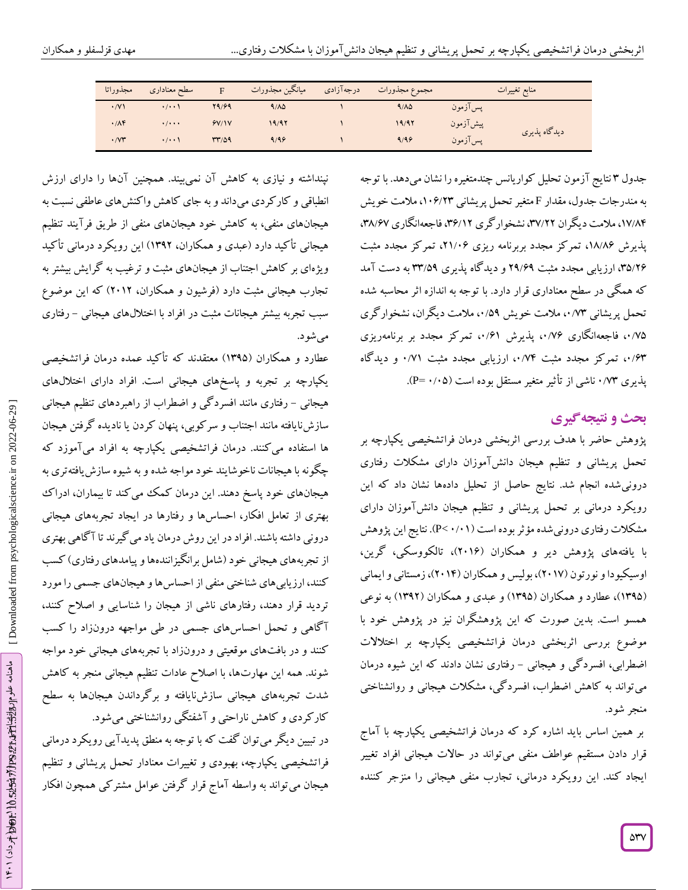| منابع تغییرات | | مجموع مجذورات | درجه‌آزادی | میانگین مجذورات | F | سطح معناداری | مجذوراتا |
|---|---|---|---|---|---|---|---|
| | پس‌آزمون | ۹/۸۵ | ۱ | ۹/۸۵ | ۲۹/۶۹ | ۰/۰۰۱ | ۰/۷۱ |
| دیدگاه پذیری | پیش‌آزمون | ۱۹/۹۲ | ۱ | ۱۹/۹۲ | ۶۷/۱۷ | ۰/۰۰۰ | ۰/۸۴ |
| | پس‌آزمون | ۹/۹۶ | ۱ | ۹/۹۶ | ۳۳/۵۹ | ۰/۰۰۱ | ۰/۷۳ |

جدول ۳ نتایج آزمون تحلیل کوواریانس چندمتغیره را نشان می‌دهد. با توجه به مندرجات جدول، مقدار F متغیر تحمل پریشانی ۱۰۶/۲۳، ملامت خویش ۱۷/۸۴، ملامت دیگران ۳۷/۲۲، نشخوارگری ۳۶/۱۲، فاجعه‌انگاری ۳۸/۶۷، پذیرش ۱۸/۸۶، تمرکز مجدد بربرنامه ریزی ۲۱/۰۶، تمرکز مجدد مثبت ۳۵/۲۶، ارزیابی مجدد مثبت ۲۹/۶۹ و دیدگاه پذیری ۳۳/۵۹ به دست آمد که همگی در سطح معناداری قرار دارد. با توجه به اندازه اثر محاسبه شده تحمل پریشانی ۰/۷۳، ملامت خویش ۰/۵۹، ملامت دیگران، نشخوارگری ۰/۷۵، فاجعه‌انگاری ۰/۷۶، پذیرش ۰/۶۱، تمرکز مجدد بر برنامه‌ریزی ۰/۶۳، تمرکز مجدد مثبت ۰/۷۴، ارزیابی مجدد مثبت ۰/۷۱ و دیدگاه پذیری ۰/۷۳ ناشی از تأثیر متغیر مستقل بوده است (P= ۰/۰۵).

## بحث و نتیجه‌گیری

پژوهش حاضر با هدف بررسی اثربخشی درمان فراتشخیصی یکپارچه بر تحمل پریشانی و تنظیم هیجان دانش‌آموزان دارای مشکلات رفتاری درونی‌شده انجام شد. نتایج حاصل از تحلیل داده‌ها نشان داد که این رویکرد درمانی بر تحمل پریشانی و تنظیم هیجان دانش‌آموزان دارای مشکلات رفتاری درونی‌شده مؤثر بوده است (P< ۰/۰۱). نتایج این پژوهش با یافته‌های پژوهش دیر و همکاران (۲۰۱۶)، تالکوسکی، گرین، اوسیکیودا و نورتون (۲۰۱۷)، بولیس و همکاران (۲۰۱۴)، زمستانی و ایمانی (۱۳۹۵)، عطارد و همکاران (۱۳۹۵) و عبدی و همکاران (۱۳۹۲) به نوعی همسو است. بدین صورت که این پژوهشگران نیز در پژوهش خود با موضوع بررسی اثربخشی درمان فراتشخیصی یکپارچه بر اختلالات اضطرابی، افسردگی و هیجانی - رفتاری نشان دادند که این شیوه درمان می‌تواند به کاهش اضطراب، افسردگی، مشکلات هیجانی و روانشناختی منجر شود.

بر همین اساس باید اشاره کرد که درمان فراتشخیصی یکپارچه با آماج قرار دادن مستقیم عواطف منفی می‌تواند در حالات هیجانی افراد تغییر ایجاد کند. این رویکرد درمانی، تجارب منفی هیجانی را منزجر کننده نپنداشته و نیازی به کاهش آن نمی‌بیند. همچنین آنها را دارای ارزش انطباقی و کارکردی می‌داند و به جای کاهش واکنش‌های عاطفی نسبت به هیجان‌های منفی، به کاهش خود هیجان‌های منفی از طریق فرآیند تنظیم هیجانی تأکید دارد (عبدی و همکاران، ۱۳۹۲) این رویکرد درمانی تأکید ویژه‌ای بر کاهش اجتناب از هیجان‌های مثبت و ترغیب به گرایش بیشتر به تجارب هیجانی مثبت دارد (فرشیون و همکاران، ۲۰۱۲) که این موضوع سبب تجربه بیشتر هیجانات مثبت در افراد با اختلال‌های هیجانی - رفتاری می‌شود.

عطارد و همکاران (۱۳۹۵) معتقدند که تأکید عمده درمان فراتشخیصی یکپارچه بر تجربه و پاسخ‌های هیجانی است. افراد دارای اختلال‌های هیجانی - رفتاری مانند افسردگی و اضطراب از راهبردهای تنظیم هیجانی سازش‌نایافته مانند اجتناب و سرکوبی، پنهان کردن یا نادیده گرفتن هیجان ها استفاده می‌کنند. درمان فراتشخیصی یکپارچه به افراد می‌آموزد که چگونه با هیجانات ناخوشایند خود مواجه شده و به شیوه سازش‌یافته‌تری به هیجان‌های خود پاسخ دهند. این درمان کمک می‌کند تا بیماران، ادراک بهتری از تعامل افکار، احساس‌ها و رفتارها در ایجاد تجربه‌های هیجانی درونی داشته باشند. افراد در این روش درمان یاد می‌گیرند تا آگاهی بهتری از تجربه‌های هیجانی خود (شامل برانگیزاننده‌ها و پیامدهای رفتاری) کسب کنند، ارزیابی‌های شناختی منفی از احساس‌ها و هیجان‌های جسمی را مورد تردید قرار دهند، رفتارهای ناشی از هیجان را شناسایی و اصلاح کنند، آگاهی و تحمل احساس‌های جسمی در طی مواجهه درونزاد را کسب کنند و در بافت‌های موقعیتی و درونزاد با تجربه‌های هیجانی خود مواجه شوند. همه این مهارت‌ها، با اصلاح عادات تنظیم هیجانی منجر به کاهش شدت تجربه‌های هیجانی سازش‌نایافته و برگرداندن هیجان‌ها به سطح کارکردی و کاهش ناراحتی و آشفتگی روانشناختی می‌شود.

در تبیین دیگر می‌توان گفت که با توجه به منطق پدیدآیی رویکرد درمانی فراتشخیصی یکپارچه، بهبودی و تغییرات معنادار تحمل پریشانی و تنظیم هیجان می‌تواند به واسطه آماج قرار گرفتن عوامل مشترکی همچون افکار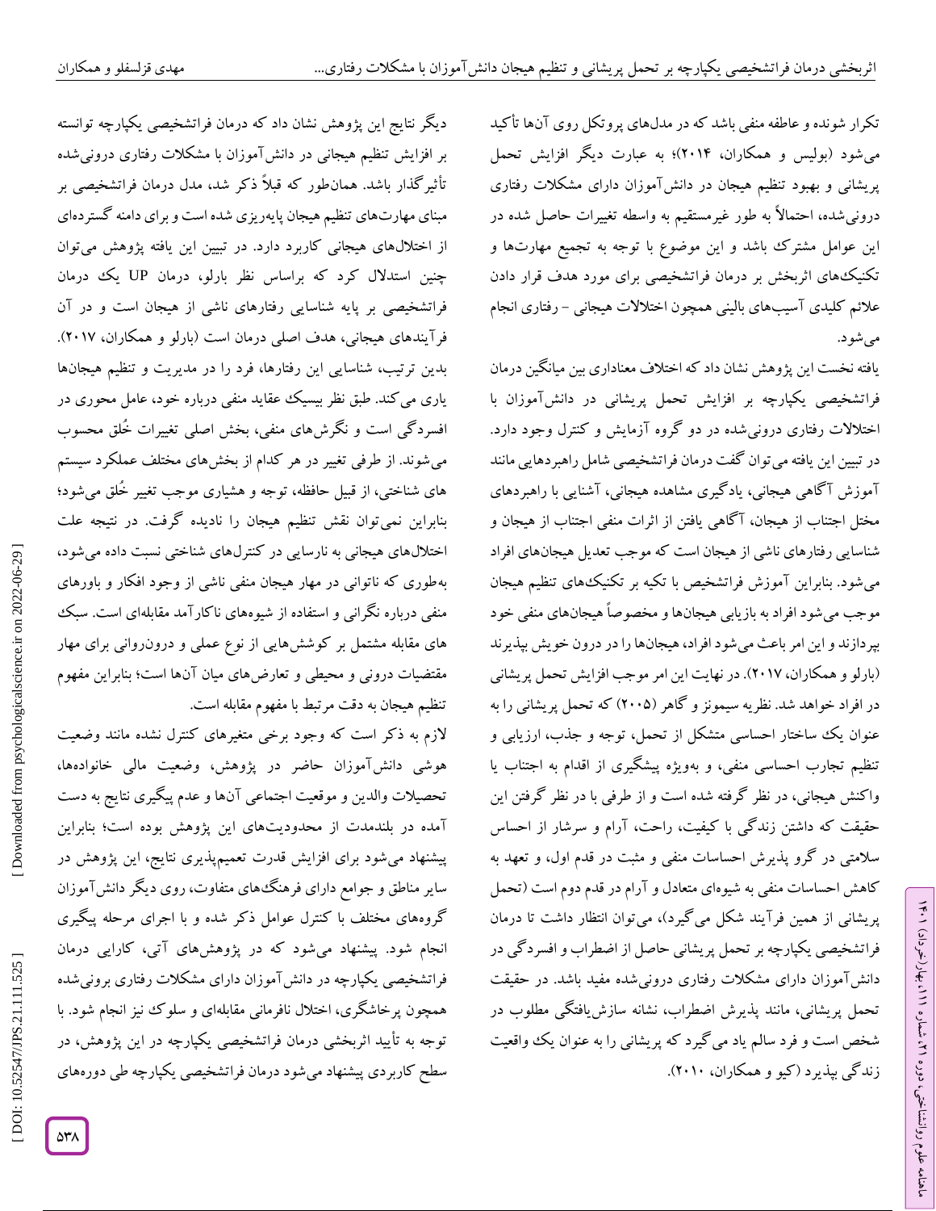تکرار شونده و عاطفه منفی باشد که در مدل‌های پروتکل روی آن‌ها تأکید می‌شود (بولیس و همکاران، ۲۰۱۴)؛ به عبارت دیگر افزایش تحمل پریشانی و بهبود تنظیم هیجان در دانش‌آموزان دارای مشکلات رفتاری درونی‌شده، احتمالاً به طور غیرمستقیم به واسطه تغییرات حاصل شده در این عوامل مشترک باشد و این موضوع با توجه به تجمیع مهارت‌ها و تکنیک‌های اثربخش بر درمان فراتشخیصی برای مورد هدف قرار دادن علائم کلیدی آسیب‌های بالینی همچون اختلالات هیجانی - رفتاری انجام می‌شود.

یافته نخست این پژوهش نشان داد که اختلاف معناداری بین میانگین درمان فراتشخیصی یکپارچه بر افزایش تحمل پریشانی در دانش‌آموزان با اختلالات رفتاری درونی‌شده در دو گروه آزمایش و کنترل وجود دارد. در تبیین این یافته می‌توان گفت درمان فراتشخیصی شامل راهبردهایی مانند آموزش آگاهی هیجانی، یادگیری مشاهده هیجانی، آشنایی با راهبردهای مختل اجتناب از هیجان، آگاهی یافتن از اثرات منفی اجتناب از هیجان و شناسایی رفتارهای ناشی از هیجان است که موجب تعدیل هیجان‌های افراد می‌شود. بنابراین آموزش فراتشخیص با تکیه بر تکنیک‌های تنظیم هیجان موجب می‌شود افراد به بازیابی هیجان‌ها و مخصوصاً هیجان‌های منفی خود بپردازند و این امر باعث می‌شود افراد، هیجان‌ها را در درون خویش بپذیرند (بارلو و همکاران، ۲۰۱۷). در نهایت این امر موجب افزایش تحمل پریشانی در افراد خواهد شد. نظریه سیمونز و گاهر (۲۰۰۵) که تحمل پریشانی را به عنوان یک ساختار احساسی متشکل از تحمل، توجه و جذب، ارزیابی و تنظیم تجارب احساسی منفی، و به‌ویژه پیشگیری از اقدام به اجتناب یا واکنش هیجانی، در نظر گرفته شده است و از طرفی با در نظر گرفتن این حقیقت که داشتن زندگی با کیفیت، راحت، آرام و سرشار از احساس سلامتی در گرو پذیرش احساسات منفی و مثبت در قدم اول، و تعهد به کاهش احساسات منفی به شیوه‌ای متعادل و آرام در قدم دوم است (تحمل پریشانی از همین فرآیند شکل می‌گیرد)، می‌توان انتظار داشت تا درمان فراتشخیصی یکپارچه بر تحمل پریشانی حاصل از اضطراب و افسردگی در دانش‌آموزان دارای مشکلات رفتاری درونی‌شده مفید باشد. در حقیقت تحمل پریشانی، مانند پذیرش اضطراب، نشانه سازش‌یافتگی مطلوب در شخص است و فرد سالم یاد می‌گیرد که پریشانی را به عنوان یک واقعیت زندگی بپذیرد (کیو و همکاران، ۲۰۱۰).

دیگر نتایج این پژوهش نشان داد که درمان فراتشخیصی یکپارچه توانسته بر افزایش تنظیم هیجانی در دانش‌آموزان با مشکلات رفتاری درونی‌شده تأثیرگذار باشد. همان‌طور که قبلاً ذکر شد، مدل درمان فراتشخیصی بر مبنای مهارت‌های تنظیم هیجان پایه‌ریزی شده است و برای دامنه گسترده‌ای از اختلال‌های هیجانی کاربرد دارد. در تبیین این یافته پژوهش می‌توان چنین استدلال کرد که براساس نظر بارلو، درمان UP یک درمان فراتشخیصی بر پایه شناسایی رفتارهای ناشی از هیجان است و در آن فرآیندهای هیجانی، هدف اصلی درمان است (بارلو و همکاران، ۲۰۱۷). بدین ترتیب، شناسایی این رفتارها، فرد را در مدیریت و تنظیم هیجان‌ها یاری می‌کند. طبق نظر بیسیک عقاید منفی درباره خود، عامل محوری در افسردگی است و نگرش‌های منفی، بخش اصلی تغییرات خُلق محسوب می‌شوند. از طرفی تغییر در هر کدام از بخش‌های مختلف عملکرد سیستم های شناختی، از قبیل حافظه، توجه و هشیاری موجب تغییر خُلق می‌شود؛ بنابراین نمی‌توان نقش تنظیم هیجان را نادیده گرفت. در نتیجه علت اختلال‌های هیجانی به نارسایی در کنترل‌های شناختی نسبت داده می‌شود، به‌طوری که ناتوانی در مهار هیجان منفی ناشی از وجود افکار و باورهای منفی درباره نگرانی و استفاده از شیوه‌های ناکارآمد مقابله‌ای است. سبک های مقابله مشتمل بر کوشش‌هایی از نوع عملی و درون‌روانی برای مهار مقتضیات درونی و محیطی و تعارض‌های میان آن‌ها است؛ بنابراین مفهوم تنظیم هیجان به دقت مرتبط با مفهوم مقابله است.

لازم به ذکر است که وجود برخی متغیرهای کنترل نشده مانند وضعیت هوشی دانش‌آموزان حاضر در پژوهش، وضعیت مالی خانواده‌ها، تحصیلات والدین و موقعیت اجتماعی آن‌ها و عدم پیگیری نتایج به دست آمده در بلندمدت از محدودیت‌های این پژوهش بوده است؛ بنابراین پیشنهاد می‌شود برای افزایش قدرت تعمیم‌پذیری نتایج، این پژوهش در سایر مناطق و جوامع دارای فرهنگ‌های متفاوت، روی دیگر دانش‌آموزان گروه‌های مختلف با کنترل عوامل ذکر شده و با اجرای مرحله پیگیری انجام شود. پیشنهاد می‌شود که در پژوهش‌های آتی، کارایی درمان فراتشخیصی یکپارچه در دانش‌آموزان دارای مشکلات رفتاری برونی‌شده همچون پرخاشگری، اختلال نافرمانی مقابله‌ای و سلوک نیز انجام شود. با توجه به تأیید اثربخشی درمان فراتشخیصی یکپارچه در این پژوهش، در سطح کاربردی پیشنهاد می‌شود درمان فراتشخیصی یکپارچه طی دوره‌های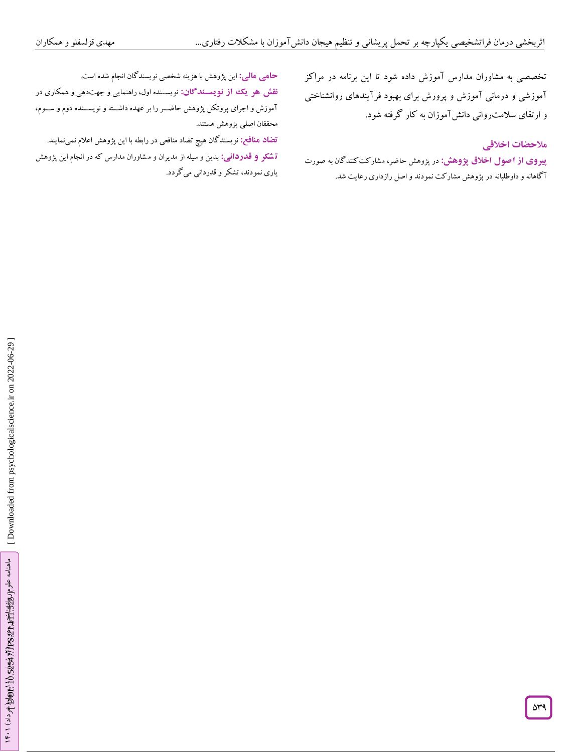تخصصی به مشاوران مدارس آموزش داده شود تا این برنامه در مراکز آموزشی و درمانی آموزش و پرورش برای بهبود فرآیندهای روانشناختی و ارتقای سلامت‌روانی دانش‌آموزان به کار گرفته شود.

## ملاحضات اخلاقی

**پیروی از اصول اخلاق پژوهش:** در پژوهش حاضر، مشارکت‌کنندگان به صورت آگاهانه و داوطلبانه در پژوهش مشارکت نمودند و اصل رازداری رعایت شد.

**حامی مالی:** این پژوهش با هزینه شخصی نویسندگان انجام شده است.

**نقش هر یک از نویسندگان:** نویسنده اول، راهنمایی و جهت‌دهی و همکاری در آموزش و اجرای پروتکل پژوهش حاضر را بر عهده داشته و نویسنده دوم و سوم، محققان اصلی پژوهش هستند.

**تضاد منافع:** نویسندگان هیچ تضاد منافعی در رابطه با این پژوهش اعلام نمی‌نمایند.

**تشکر و قدردانی:** بدین وسیله از مدیران و مشاوران مدارس که در انجام این پژوهش یاری نمودند، تشکر و قدردانی می‌گردد.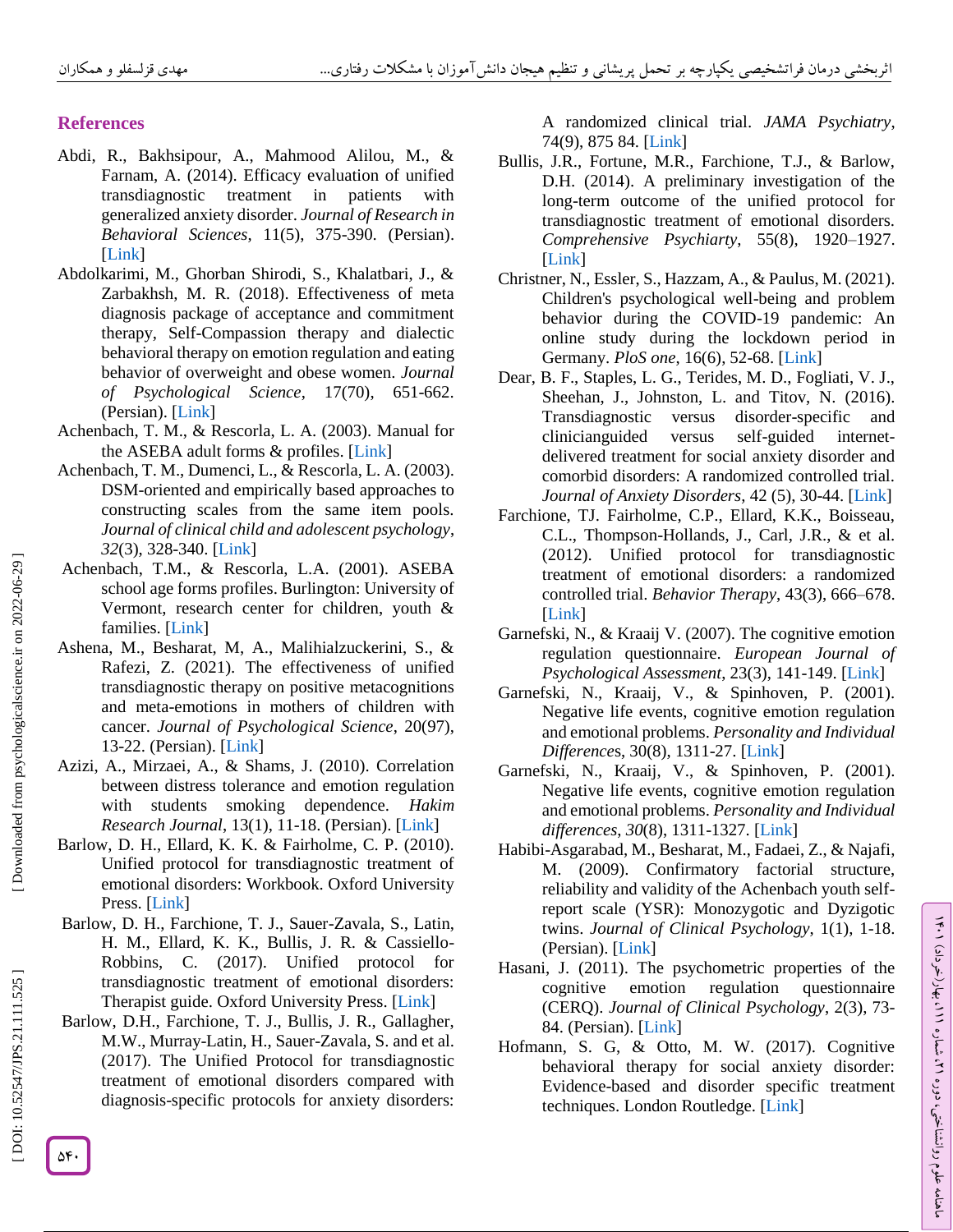## References

Abdi, R., Bakhsipour, A., Mahmood Alilou, M., & Farnam, A. (2014). Efficacy evaluation of unified transdiagnostic treatment in patients with generalized anxiety disorder. *Journal of Research in Behavioral Sciences*, 11(5), 375-390. (Persian). [Link]

Abdolkarimi, M., Ghorban Shirodi, S., Khalatbari, J., & Zarbakhsh, M. R. (2018). Effectiveness of meta diagnosis package of acceptance and commitment therapy, Self-Compassion therapy and dialectic behavioral therapy on emotion regulation and eating behavior of overweight and obese women. *Journal of Psychological Science*, 17(70), 651-662. (Persian). [Link]

Achenbach, T. M., & Rescorla, L. A. (2003). Manual for the ASEBA adult forms & profiles. [Link]

Achenbach, T. M., Dumenci, L., & Rescorla, L. A. (2003). DSM-oriented and empirically based approaches to constructing scales from the same item pools. *Journal of clinical child and adolescent psychology*, *32*(3), 328-340. [Link]

Achenbach, T.M., & Rescorla, L.A. (2001). ASEBA school age forms profiles. Burlington: University of Vermont, research center for children, youth & families. [Link]

Ashena, M., Besharat, M, A., Malihialzuckerini, S., & Rafezi, Z. (2021). The effectiveness of unified transdiagnostic therapy on positive metacognitions and meta-emotions in mothers of children with cancer. *Journal of Psychological Science*, 20(97), 13-22. (Persian). [Link]

Azizi, A., Mirzaei, A., & Shams, J. (2010). Correlation between distress tolerance and emotion regulation with students smoking dependence. *Hakim Research Journal*, 13(1), 11-18. (Persian). [Link]

Barlow, D. H., Ellard, K. K. & Fairholme, C. P. (2010). Unified protocol for transdiagnostic treatment of emotional disorders: Workbook. Oxford University Press. [Link]

Barlow, D. H., Farchione, T. J., Sauer-Zavala, S., Latin, H. M., Ellard, K. K., Bullis, J. R. & Cassiello-Robbins, C. (2017). Unified protocol for transdiagnostic treatment of emotional disorders: Therapist guide. Oxford University Press. [Link]

Barlow, D.H., Farchione, T. J., Bullis, J. R., Gallagher, M.W., Murray-Latin, H., Sauer-Zavala, S. and et al. (2017). The Unified Protocol for transdiagnostic treatment of emotional disorders compared with diagnosis-specific protocols for anxiety disorders: A randomized clinical trial. *JAMA Psychiatry*, 74(9), 875 84. [Link]

Bullis, J.R., Fortune, M.R., Farchione, T.J., & Barlow, D.H. (2014). A preliminary investigation of the long-term outcome of the unified protocol for transdiagnostic treatment of emotional disorders. *Comprehensive Psychiatry*, 55(8), 1920–1927. [Link]

Christner, N., Essler, S., Hazzam, A., & Paulus, M. (2021). Children's psychological well-being and problem behavior during the COVID-19 pandemic: An online study during the lockdown period in Germany. *PloS one*, 16(6), 52-68. [Link]

Dear, B. F., Staples, L. G., Terides, M. D., Fogliati, V. J., Sheehan, J., Johnston, L. and Titov, N. (2016). Transdiagnostic versus disorder-specific and clinicianguided versus self-guided internet-delivered treatment for social anxiety disorder and comorbid disorders: A randomized controlled trial. *Journal of Anxiety Disorders*, 42 (5), 30-44. [Link]

Farchione, TJ. Fairholme, C.P., Ellard, K.K., Boisseau, C.L., Thompson-Hollands, J., Carl, J.R., & et al. (2012). Unified protocol for transdiagnostic treatment of emotional disorders: a randomized controlled trial. *Behavior Therapy*, 43(3), 666–678. [Link]

Garnefski, N., & Kraaij V. (2007). The cognitive emotion regulation questionnaire. *European Journal of Psychological Assessment*, 23(3), 141-149. [Link]

Garnefski, N., Kraaij, V., & Spinhoven, P. (2001). Negative life events, cognitive emotion regulation and emotional problems. *Personality and Individual Differences*, 30(8), 1311-27. [Link]

Garnefski, N., Kraaij, V., & Spinhoven, P. (2001). Negative life events, cognitive emotion regulation and emotional problems. *Personality and Individual differences*, *30*(8), 1311-1327. [Link]

Habibi-Asgarabad, M., Besharat, M., Fadaei, Z., & Najafi, M. (2009). Confirmatory factorial structure, reliability and validity of the Achenbach youth self-report scale (YSR): Monozygotic and Dyzigotic twins. *Journal of Clinical Psychology*, 1(1), 1-18. (Persian). [Link]

Hasani, J. (2011). The psychometric properties of the cognitive emotion regulation questionnaire (CERQ). *Journal of Clinical Psychology*, 2(3), 73-84. (Persian). [Link]

Hofmann, S. G, & Otto, M. W. (2017). Cognitive behavioral therapy for social anxiety disorder: Evidence-based and disorder specific treatment techniques. London Routledge. [Link]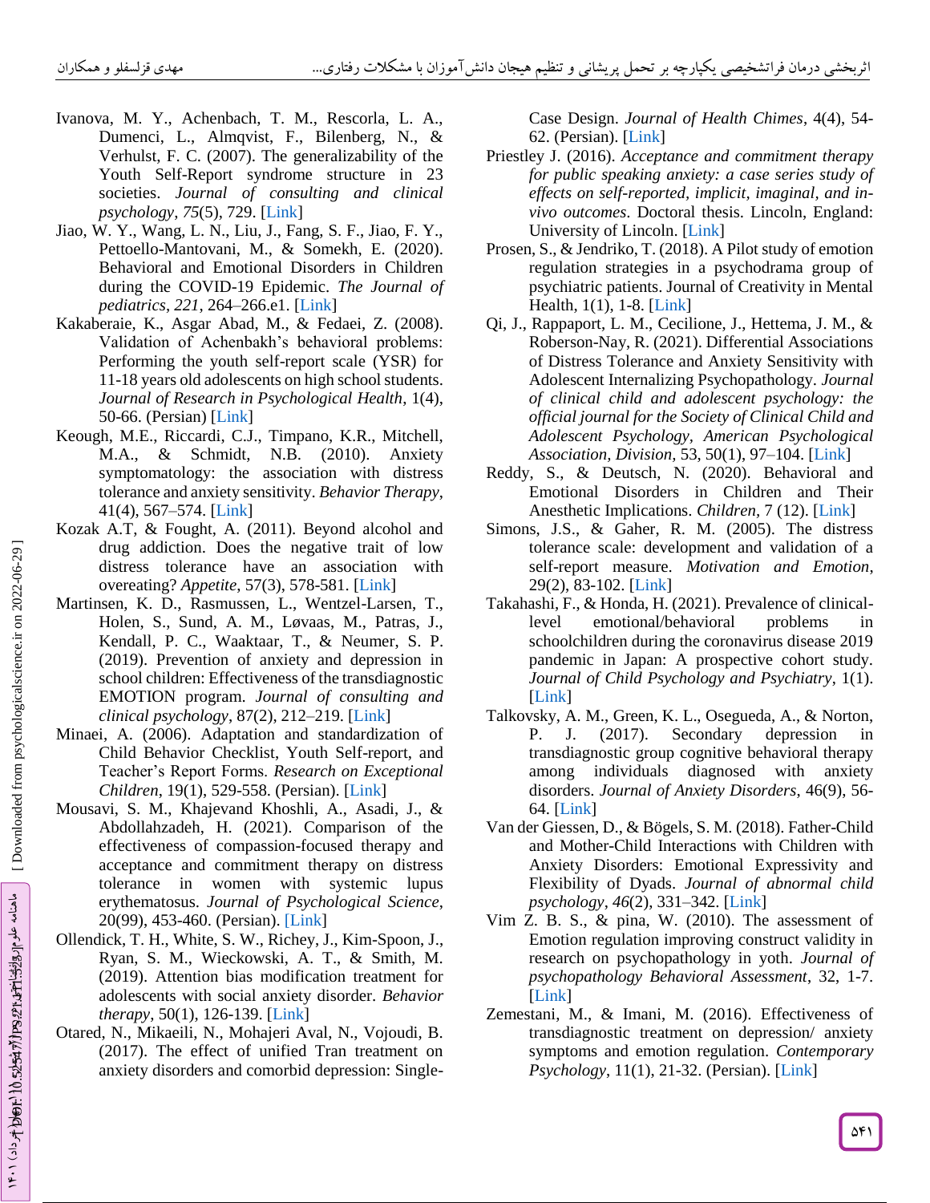Ivanova, M. Y., Achenbach, T. M., Rescorla, L. A., Dumenci, L., Almqvist, F., Bilenberg, N., & Verhulst, F. C. (2007). The generalizability of the Youth Self-Report syndrome structure in 23 societies. *Journal of consulting and clinical psychology*, *75*(5), 729. [Link]

Jiao, W. Y., Wang, L. N., Liu, J., Fang, S. F., Jiao, F. Y., Pettoello-Mantovani, M., & Somekh, E. (2020). Behavioral and Emotional Disorders in Children during the COVID-19 Epidemic. *The Journal of pediatrics*, *221*, 264–266.e1. [Link]

Kakaberaie, K., Asgar Abad, M., & Fedaei, Z. (2008). Validation of Achenbakh's behavioral problems: Performing the youth self-report scale (YSR) for 11-18 years old adolescents on high school students. *Journal of Research in Psychological Health*, 1(4), 50-66. (Persian) [Link]

Keough, M.E., Riccardi, C.J., Timpano, K.R., Mitchell, M.A., & Schmidt, N.B. (2010). Anxiety symptomatology: the association with distress tolerance and anxiety sensitivity. *Behavior Therapy*, 41(4), 567–574. [Link]

Kozak A.T, & Fought, A. (2011). Beyond alcohol and drug addiction. Does the negative trait of low distress tolerance have an association with overeating? *Appetite*, 57(3), 578-581. [Link]

Martinsen, K. D., Rasmussen, L., Wentzel-Larsen, T., Holen, S., Sund, A. M., Løvaas, M., Patras, J., Kendall, P. C., Waaktaar, T., & Neumer, S. P. (2019). Prevention of anxiety and depression in school children: Effectiveness of the transdiagnostic EMOTION program. *Journal of consulting and clinical psychology*, 87(2), 212–219. [Link]

Minaei, A. (2006). Adaptation and standardization of Child Behavior Checklist, Youth Self-report, and Teacher's Report Forms. *Research on Exceptional Children*, 19(1), 529-558. (Persian). [Link]

Mousavi, S. M., Khajevand Khoshli, A., Asadi, J., & Abdollahzadeh, H. (2021). Comparison of the effectiveness of compassion-focused therapy and acceptance and commitment therapy on distress tolerance in women with systemic lupus erythematosus. *Journal of Psychological Science*, 20(99), 453-460. (Persian). [Link]

Ollendick, T. H., White, S. W., Richey, J., Kim-Spoon, J., Ryan, S. M., Wieckowski, A. T., & Smith, M. (2019). Attention bias modification treatment for adolescents with social anxiety disorder. *Behavior therapy*, 50(1), 126-139. [Link]

Otared, N., Mikaeili, N., Mohajeri Aval, N., Vojoudi, B. (2017). The effect of unified Tran treatment on anxiety disorders and comorbid depression: Single-Case Design. *Journal of Health Chimes*, 4(4), 54-62. (Persian). [Link]

Priestley J. (2016). *Acceptance and commitment therapy for public speaking anxiety: a case series study of effects on self-reported, implicit, imaginal, and in-vivo outcomes*. Doctoral thesis. Lincoln, England: University of Lincoln. [Link]

Prosen, S., & Jendriko, T. (2018). A Pilot study of emotion regulation strategies in a psychodrama group of psychiatric patients. Journal of Creativity in Mental Health, 1(1), 1-8. [Link]

Qi, J., Rappaport, L. M., Cecilione, J., Hettema, J. M., & Roberson-Nay, R. (2021). Differential Associations of Distress Tolerance and Anxiety Sensitivity with Adolescent Internalizing Psychopathology. *Journal of clinical child and adolescent psychology: the official journal for the Society of Clinical Child and Adolescent Psychology, American Psychological Association, Division*, 53, 50(1), 97–104. [Link]

Reddy, S., & Deutsch, N. (2020). Behavioral and Emotional Disorders in Children and Their Anesthetic Implications. *Children*, 7 (12). [Link]

Simons, J.S., & Gaher, R. M. (2005). The distress tolerance scale: development and validation of a self-report measure. *Motivation and Emotion*, 29(2), 83-102. [Link]

Takahashi, F., & Honda, H. (2021). Prevalence of clinical-level emotional/behavioral problems in schoolchildren during the coronavirus disease 2019 pandemic in Japan: A prospective cohort study. *Journal of Child Psychology and Psychiatry*, 1(1). [Link]

Talkovsky, A. M., Green, K. L., Osegueda, A., & Norton, P. J. (2017). Secondary depression in transdiagnostic group cognitive behavioral therapy among individuals diagnosed with anxiety disorders. *Journal of Anxiety Disorders*, 46(9), 56-64. [Link]

Van der Giessen, D., & Bögels, S. M. (2018). Father-Child and Mother-Child Interactions with Children with Anxiety Disorders: Emotional Expressivity and Flexibility of Dyads. *Journal of abnormal child psychology*, *46*(2), 331–342. [Link]

Vim Z. B. S., & pina, W. (2010). The assessment of Emotion regulation improving construct validity in research on psychopathology in yoth. *Journal of psychopathology Behavioral Assessment*, 32, 1-7. [Link]

Zemestani, M., & Imani, M. (2016). Effectiveness of transdiagnostic treatment on depression/ anxiety symptoms and emotion regulation. *Contemporary Psychology*, 11(1), 21-32. (Persian). [Link]